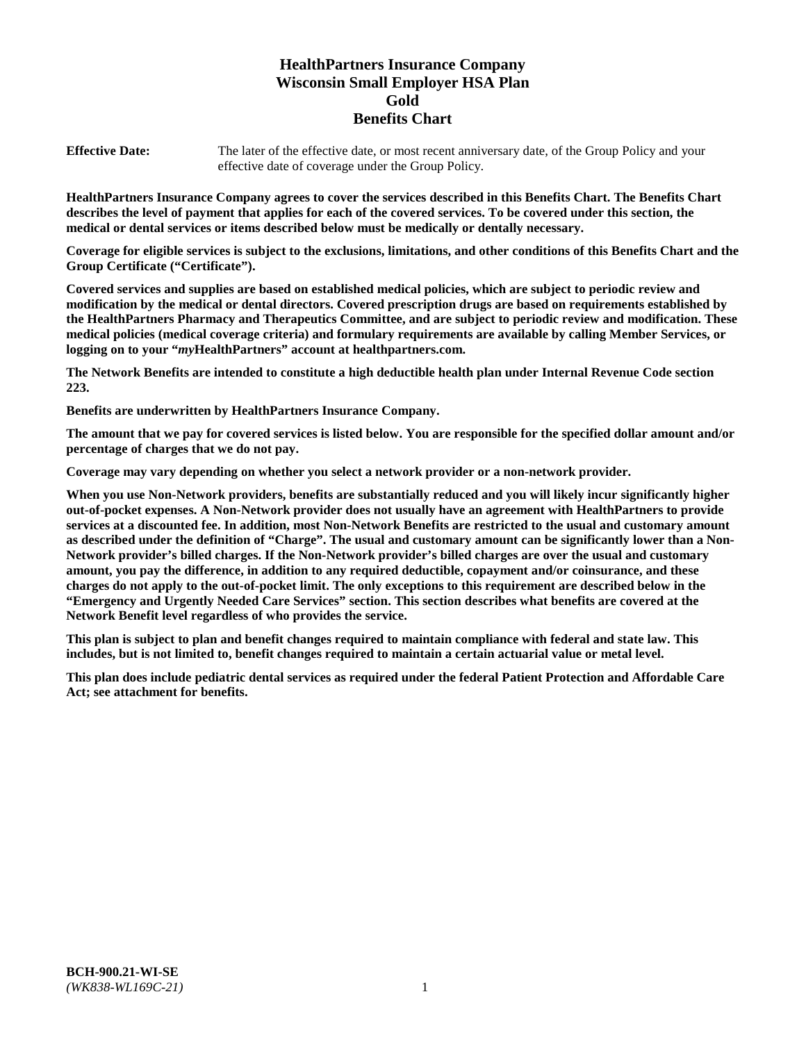# HealthPartners Insurance Company
# Wisconsin Small Employer HSA Plan
# Gold
# Benefits Chart

**Effective Date:** The later of the effective date, or most recent anniversary date, of the Group Policy and your effective date of coverage under the Group Policy.

**HealthPartners Insurance Company agrees to cover the services described in this Benefits Chart. The Benefits Chart describes the level of payment that applies for each of the covered services. To be covered under this section, the medical or dental services or items described below must be medically or dentally necessary.**

**Coverage for eligible services is subject to the exclusions, limitations, and other conditions of this Benefits Chart and the Group Certificate ("Certificate").**

**Covered services and supplies are based on established medical policies, which are subject to periodic review and modification by the medical or dental directors. Covered prescription drugs are based on requirements established by the HealthPartners Pharmacy and Therapeutics Committee, and are subject to periodic review and modification. These medical policies (medical coverage criteria) and formulary requirements are available by calling Member Services, or logging on to your "*my*HealthPartners" account at healthpartners.com.**

**The Network Benefits are intended to constitute a high deductible health plan under Internal Revenue Code section 223.**

**Benefits are underwritten by HealthPartners Insurance Company.**

**The amount that we pay for covered services is listed below. You are responsible for the specified dollar amount and/or percentage of charges that we do not pay.**

**Coverage may vary depending on whether you select a network provider or a non-network provider.**

**When you use Non-Network providers, benefits are substantially reduced and you will likely incur significantly higher out-of-pocket expenses. A Non-Network provider does not usually have an agreement with HealthPartners to provide services at a discounted fee. In addition, most Non-Network Benefits are restricted to the usual and customary amount as described under the definition of "Charge". The usual and customary amount can be significantly lower than a Non-Network provider's billed charges. If the Non-Network provider's billed charges are over the usual and customary amount, you pay the difference, in addition to any required deductible, copayment and/or coinsurance, and these charges do not apply to the out-of-pocket limit. The only exceptions to this requirement are described below in the "Emergency and Urgently Needed Care Services" section. This section describes what benefits are covered at the Network Benefit level regardless of who provides the service.**

**This plan is subject to plan and benefit changes required to maintain compliance with federal and state law. This includes, but is not limited to, benefit changes required to maintain a certain actuarial value or metal level.**

**This plan does include pediatric dental services as required under the federal Patient Protection and Affordable Care Act; see attachment for benefits.**

**BCH-900.21-WI-SE**
*(WK838-WL169C-21)*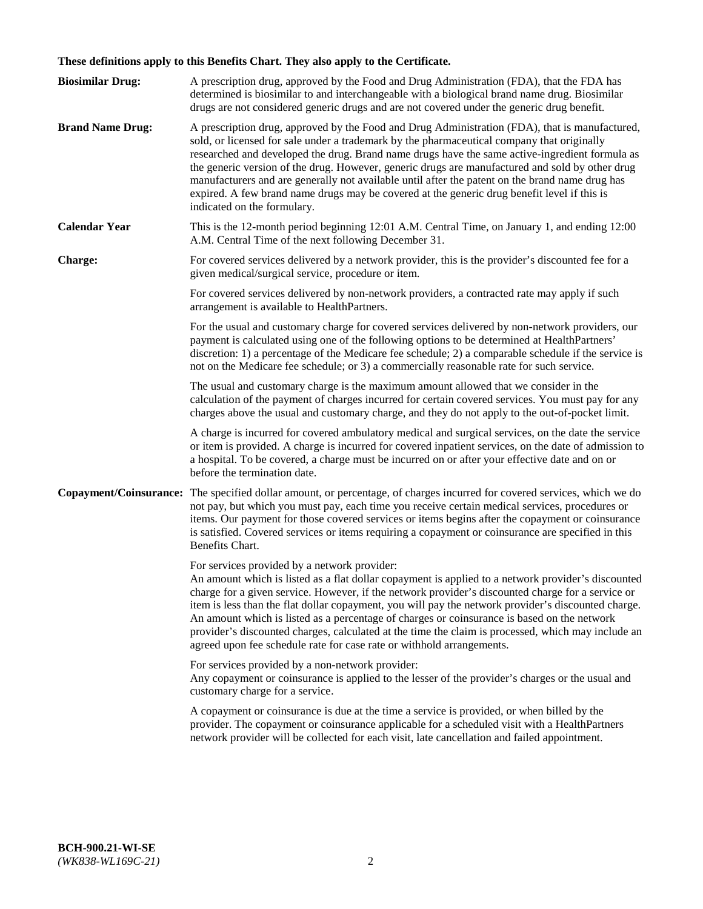**These definitions apply to this Benefits Chart. They also apply to the Certificate.**

**Biosimilar Drug:** A prescription drug, approved by the Food and Drug Administration (FDA), that the FDA has determined is biosimilar to and interchangeable with a biological brand name drug. Biosimilar drugs are not considered generic drugs and are not covered under the generic drug benefit.

**Brand Name Drug:** A prescription drug, approved by the Food and Drug Administration (FDA), that is manufactured, sold, or licensed for sale under a trademark by the pharmaceutical company that originally researched and developed the drug. Brand name drugs have the same active-ingredient formula as the generic version of the drug. However, generic drugs are manufactured and sold by other drug manufacturers and are generally not available until after the patent on the brand name drug has expired. A few brand name drugs may be covered at the generic drug benefit level if this is indicated on the formulary.

**Calendar Year** This is the 12-month period beginning 12:01 A.M. Central Time, on January 1, and ending 12:00 A.M. Central Time of the next following December 31.

**Charge:** For covered services delivered by a network provider, this is the provider's discounted fee for a given medical/surgical service, procedure or item.

For covered services delivered by non-network providers, a contracted rate may apply if such arrangement is available to HealthPartners.

For the usual and customary charge for covered services delivered by non-network providers, our payment is calculated using one of the following options to be determined at HealthPartners' discretion: 1) a percentage of the Medicare fee schedule; 2) a comparable schedule if the service is not on the Medicare fee schedule; or 3) a commercially reasonable rate for such service.

The usual and customary charge is the maximum amount allowed that we consider in the calculation of the payment of charges incurred for certain covered services. You must pay for any charges above the usual and customary charge, and they do not apply to the out-of-pocket limit.

A charge is incurred for covered ambulatory medical and surgical services, on the date the service or item is provided. A charge is incurred for covered inpatient services, on the date of admission to a hospital. To be covered, a charge must be incurred on or after your effective date and on or before the termination date.

**Copayment/Coinsurance:** The specified dollar amount, or percentage, of charges incurred for covered services, which we do not pay, but which you must pay, each time you receive certain medical services, procedures or items. Our payment for those covered services or items begins after the copayment or coinsurance is satisfied. Covered services or items requiring a copayment or coinsurance are specified in this Benefits Chart.

For services provided by a network provider:
An amount which is listed as a flat dollar copayment is applied to a network provider's discounted charge for a given service. However, if the network provider's discounted charge for a service or item is less than the flat dollar copayment, you will pay the network provider's discounted charge. An amount which is listed as a percentage of charges or coinsurance is based on the network provider's discounted charges, calculated at the time the claim is processed, which may include an agreed upon fee schedule rate for case rate or withhold arrangements.

For services provided by a non-network provider:
Any copayment or coinsurance is applied to the lesser of the provider's charges or the usual and customary charge for a service.

A copayment or coinsurance is due at the time a service is provided, or when billed by the provider. The copayment or coinsurance applicable for a scheduled visit with a HealthPartners network provider will be collected for each visit, late cancellation and failed appointment.

**BCH-900.21-WI-SE**
*(WK838-WL169C-21)*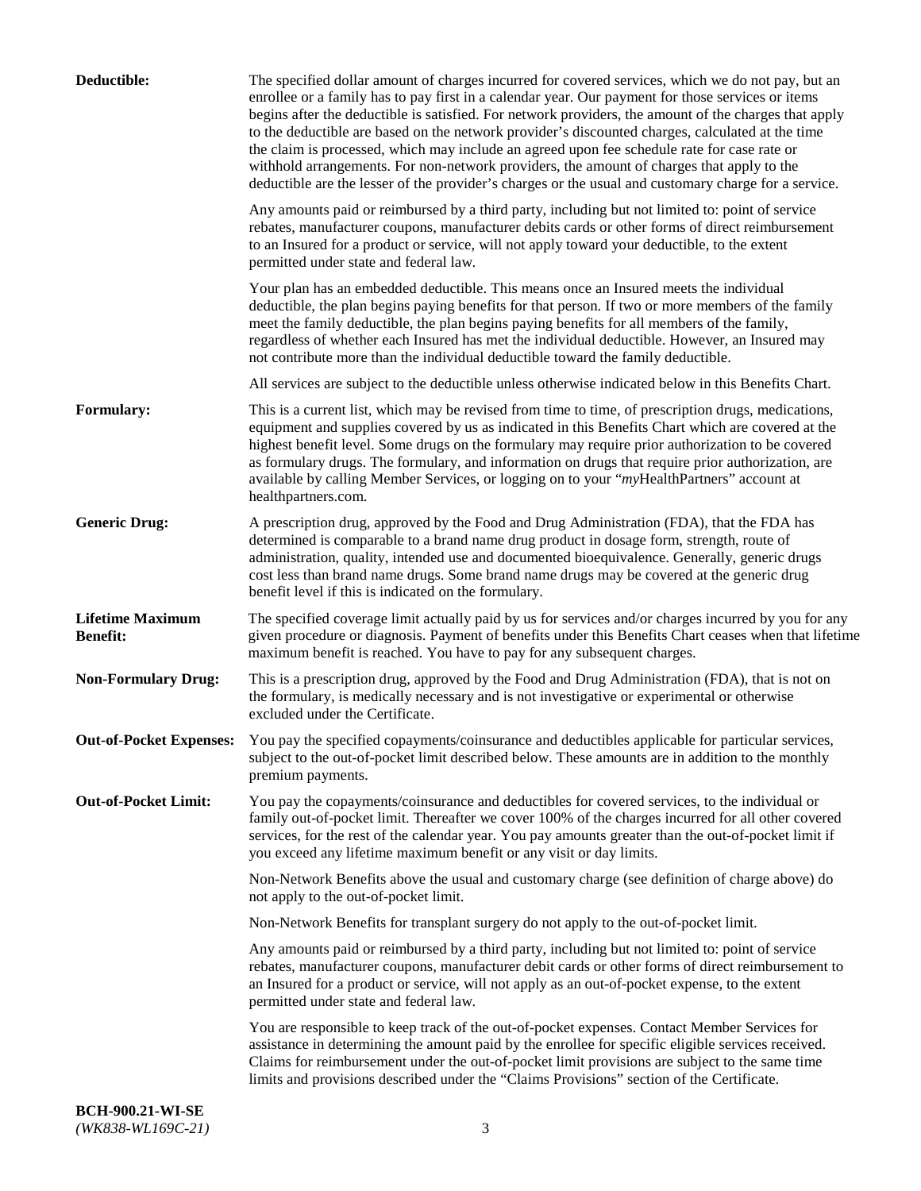**Deductible:** The specified dollar amount of charges incurred for covered services, which we do not pay, but an enrollee or a family has to pay first in a calendar year. Our payment for those services or items begins after the deductible is satisfied. For network providers, the amount of the charges that apply to the deductible are based on the network provider's discounted charges, calculated at the time the claim is processed, which may include an agreed upon fee schedule rate for case rate or withhold arrangements. For non-network providers, the amount of charges that apply to the deductible are the lesser of the provider's charges or the usual and customary charge for a service.

Any amounts paid or reimbursed by a third party, including but not limited to: point of service rebates, manufacturer coupons, manufacturer debits cards or other forms of direct reimbursement to an Insured for a product or service, will not apply toward your deductible, to the extent permitted under state and federal law.

Your plan has an embedded deductible. This means once an Insured meets the individual deductible, the plan begins paying benefits for that person. If two or more members of the family meet the family deductible, the plan begins paying benefits for all members of the family, regardless of whether each Insured has met the individual deductible. However, an Insured may not contribute more than the individual deductible toward the family deductible.

All services are subject to the deductible unless otherwise indicated below in this Benefits Chart.

**Formulary:** This is a current list, which may be revised from time to time, of prescription drugs, medications, equipment and supplies covered by us as indicated in this Benefits Chart which are covered at the highest benefit level. Some drugs on the formulary may require prior authorization to be covered as formulary drugs. The formulary, and information on drugs that require prior authorization, are available by calling Member Services, or logging on to your "*my*HealthPartners" account at healthpartners.com.

**Generic Drug:** A prescription drug, approved by the Food and Drug Administration (FDA), that the FDA has determined is comparable to a brand name drug product in dosage form, strength, route of administration, quality, intended use and documented bioequivalence. Generally, generic drugs cost less than brand name drugs. Some brand name drugs may be covered at the generic drug benefit level if this is indicated on the formulary.

**Lifetime Maximum Benefit:** The specified coverage limit actually paid by us for services and/or charges incurred by you for any given procedure or diagnosis. Payment of benefits under this Benefits Chart ceases when that lifetime maximum benefit is reached. You have to pay for any subsequent charges.

**Non-Formulary Drug:** This is a prescription drug, approved by the Food and Drug Administration (FDA), that is not on the formulary, is medically necessary and is not investigative or experimental or otherwise excluded under the Certificate.

**Out-of-Pocket Expenses:** You pay the specified copayments/coinsurance and deductibles applicable for particular services, subject to the out-of-pocket limit described below. These amounts are in addition to the monthly premium payments.

**Out-of-Pocket Limit:** You pay the copayments/coinsurance and deductibles for covered services, to the individual or family out-of-pocket limit. Thereafter we cover 100% of the charges incurred for all other covered services, for the rest of the calendar year. You pay amounts greater than the out-of-pocket limit if you exceed any lifetime maximum benefit or any visit or day limits.

Non-Network Benefits above the usual and customary charge (see definition of charge above) do not apply to the out-of-pocket limit.

Non-Network Benefits for transplant surgery do not apply to the out-of-pocket limit.

Any amounts paid or reimbursed by a third party, including but not limited to: point of service rebates, manufacturer coupons, manufacturer debit cards or other forms of direct reimbursement to an Insured for a product or service, will not apply as an out-of-pocket expense, to the extent permitted under state and federal law.

You are responsible to keep track of the out-of-pocket expenses. Contact Member Services for assistance in determining the amount paid by the enrollee for specific eligible services received. Claims for reimbursement under the out-of-pocket limit provisions are subject to the same time limits and provisions described under the "Claims Provisions" section of the Certificate.

**BCH-900.21-WI-SE**
*(WK838-WL169C-21)*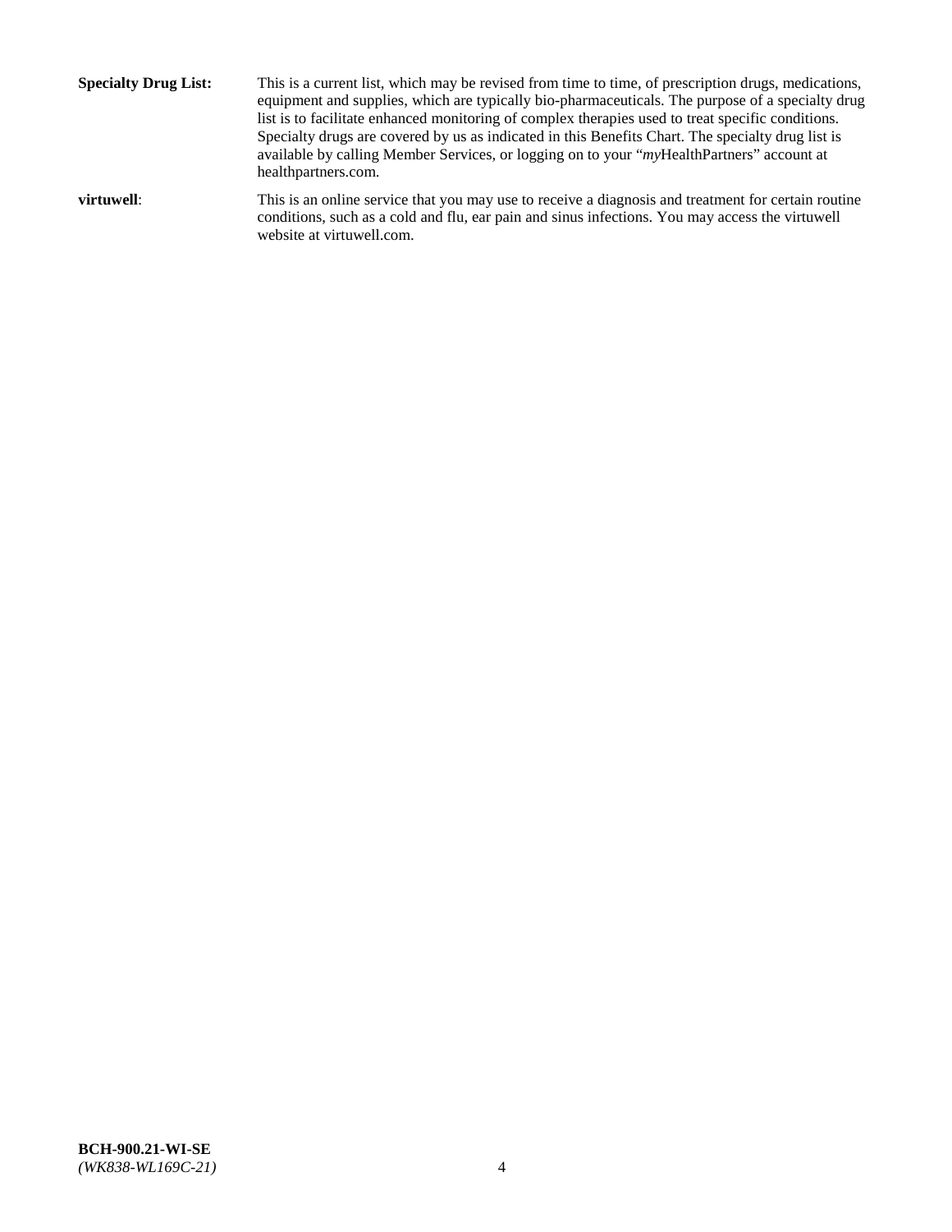**Specialty Drug List:** This is a current list, which may be revised from time to time, of prescription drugs, medications, equipment and supplies, which are typically bio-pharmaceuticals. The purpose of a specialty drug list is to facilitate enhanced monitoring of complex therapies used to treat specific conditions. Specialty drugs are covered by us as indicated in this Benefits Chart. The specialty drug list is available by calling Member Services, or logging on to your "*my*HealthPartners" account at healthpartners.com.

**virtuwell**: This is an online service that you may use to receive a diagnosis and treatment for certain routine conditions, such as a cold and flu, ear pain and sinus infections. You may access the virtuwell website at virtuwell.com.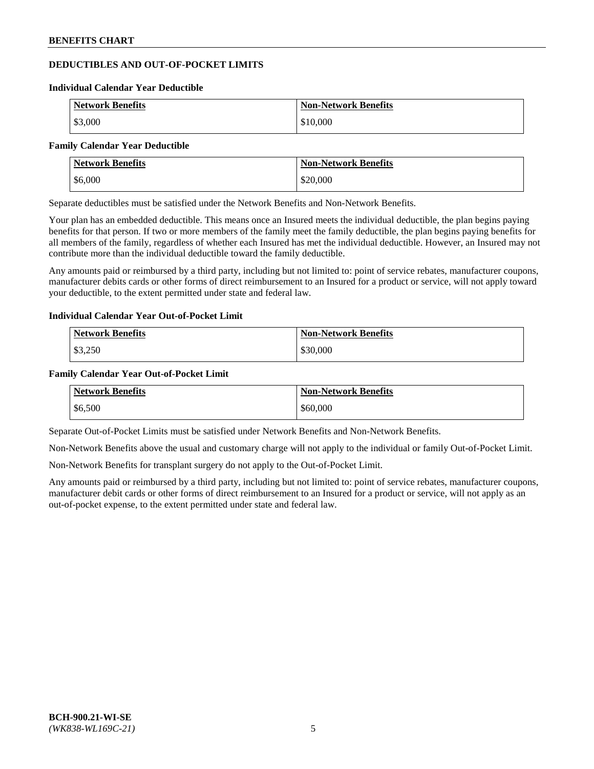## DEDUCTIBLES AND OUT-OF-POCKET LIMITS

### Individual Calendar Year Deductible

| Network Benefits | Non-Network Benefits |
| --- | --- |
| $3,000 | $10,000 |

### Family Calendar Year Deductible

| Network Benefits | Non-Network Benefits |
| --- | --- |
| $6,000 | $20,000 |

Separate deductibles must be satisfied under the Network Benefits and Non-Network Benefits.

Your plan has an embedded deductible. This means once an Insured meets the individual deductible, the plan begins paying benefits for that person. If two or more members of the family meet the family deductible, the plan begins paying benefits for all members of the family, regardless of whether each Insured has met the individual deductible. However, an Insured may not contribute more than the individual deductible toward the family deductible.

Any amounts paid or reimbursed by a third party, including but not limited to: point of service rebates, manufacturer coupons, manufacturer debits cards or other forms of direct reimbursement to an Insured for a product or service, will not apply toward your deductible, to the extent permitted under state and federal law.

### Individual Calendar Year Out-of-Pocket Limit

| Network Benefits | Non-Network Benefits |
| --- | --- |
| $3,250 | $30,000 |

### Family Calendar Year Out-of-Pocket Limit

| Network Benefits | Non-Network Benefits |
| --- | --- |
| $6,500 | $60,000 |

Separate Out-of-Pocket Limits must be satisfied under Network Benefits and Non-Network Benefits.

Non-Network Benefits above the usual and customary charge will not apply to the individual or family Out-of-Pocket Limit.

Non-Network Benefits for transplant surgery do not apply to the Out-of-Pocket Limit.

Any amounts paid or reimbursed by a third party, including but not limited to: point of service rebates, manufacturer coupons, manufacturer debit cards or other forms of direct reimbursement to an Insured for a product or service, will not apply as an out-of-pocket expense, to the extent permitted under state and federal law.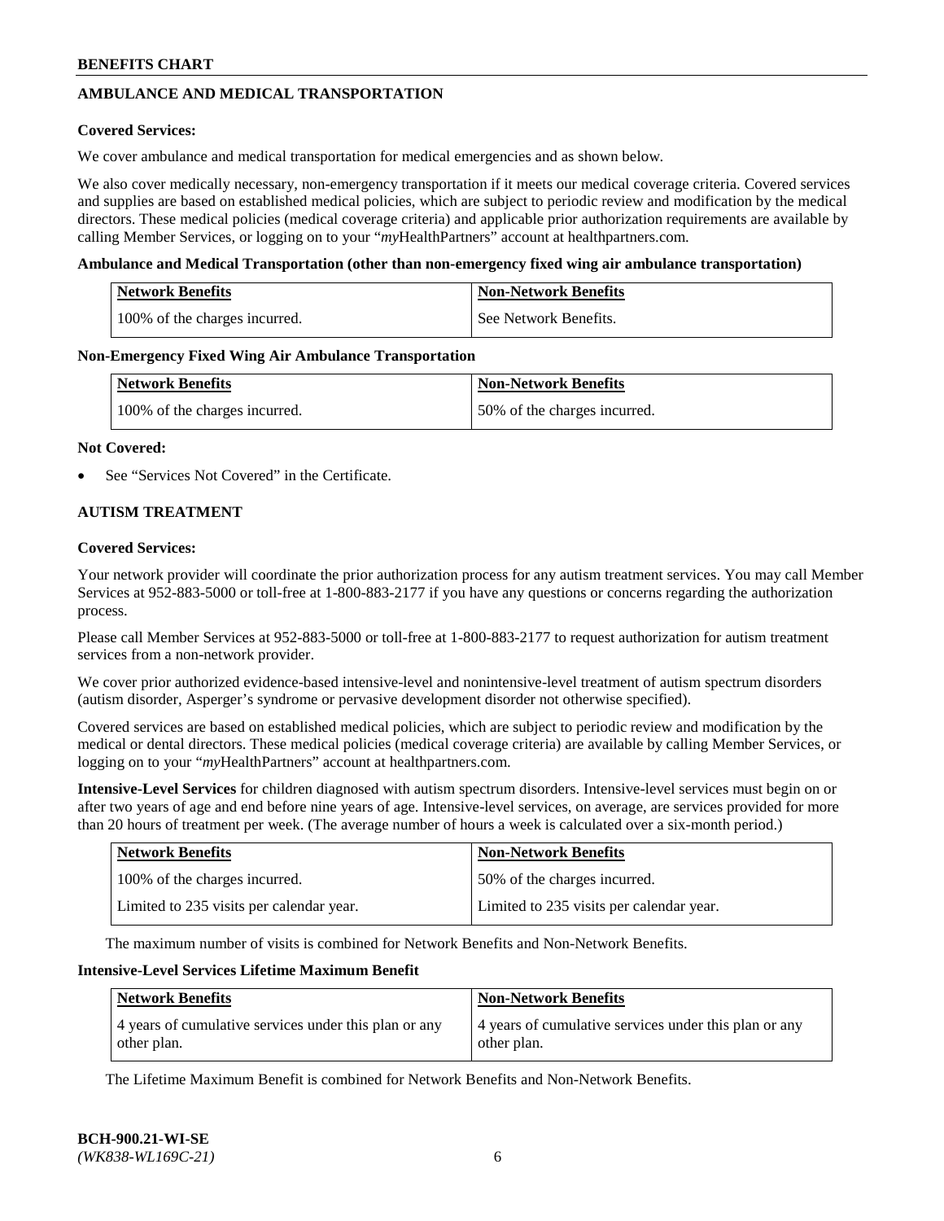## AMBULANCE AND MEDICAL TRANSPORTATION

**Covered Services:**

We cover ambulance and medical transportation for medical emergencies and as shown below.

We also cover medically necessary, non-emergency transportation if it meets our medical coverage criteria. Covered services and supplies are based on established medical policies, which are subject to periodic review and modification by the medical directors. These medical policies (medical coverage criteria) and applicable prior authorization requirements are available by calling Member Services, or logging on to your "*my*HealthPartners" account at healthpartners.com.

**Ambulance and Medical Transportation (other than non-emergency fixed wing air ambulance transportation)**

| Network Benefits | Non-Network Benefits |
|---|---|
| 100% of the charges incurred. | See Network Benefits. |

**Non-Emergency Fixed Wing Air Ambulance Transportation**

| Network Benefits | Non-Network Benefits |
|---|---|
| 100% of the charges incurred. | 50% of the charges incurred. |

**Not Covered:**

- See "Services Not Covered" in the Certificate.

## AUTISM TREATMENT

**Covered Services:**

Your network provider will coordinate the prior authorization process for any autism treatment services. You may call Member Services at 952-883-5000 or toll-free at 1-800-883-2177 if you have any questions or concerns regarding the authorization process.

Please call Member Services at 952-883-5000 or toll-free at 1-800-883-2177 to request authorization for autism treatment services from a non-network provider.

We cover prior authorized evidence-based intensive-level and nonintensive-level treatment of autism spectrum disorders (autism disorder, Asperger's syndrome or pervasive development disorder not otherwise specified).

Covered services are based on established medical policies, which are subject to periodic review and modification by the medical or dental directors. These medical policies (medical coverage criteria) are available by calling Member Services, or logging on to your "*my*HealthPartners" account at healthpartners.com.

**Intensive-Level Services** for children diagnosed with autism spectrum disorders. Intensive-level services must begin on or after two years of age and end before nine years of age. Intensive-level services, on average, are services provided for more than 20 hours of treatment per week. (The average number of hours a week is calculated over a six-month period.)

| Network Benefits | Non-Network Benefits |
|---|---|
| 100% of the charges incurred. | 50% of the charges incurred. |
| Limited to 235 visits per calendar year. | Limited to 235 visits per calendar year. |

The maximum number of visits is combined for Network Benefits and Non-Network Benefits.

**Intensive-Level Services Lifetime Maximum Benefit**

| Network Benefits | Non-Network Benefits |
|---|---|
| 4 years of cumulative services under this plan or any other plan. | 4 years of cumulative services under this plan or any other plan. |

The Lifetime Maximum Benefit is combined for Network Benefits and Non-Network Benefits.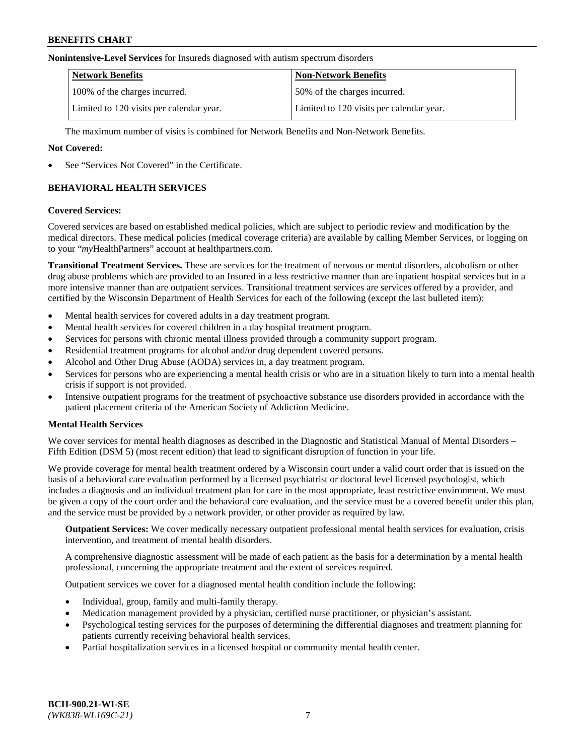**Nonintensive-Level Services** for Insureds diagnosed with autism spectrum disorders

| Network Benefits | Non-Network Benefits |
|---|---|
| 100% of the charges incurred. | 50% of the charges incurred. |
| Limited to 120 visits per calendar year. | Limited to 120 visits per calendar year. |

The maximum number of visits is combined for Network Benefits and Non-Network Benefits.

**Not Covered:**

- See "Services Not Covered" in the Certificate.

## BEHAVIORAL HEALTH SERVICES

**Covered Services:**

Covered services are based on established medical policies, which are subject to periodic review and modification by the medical directors. These medical policies (medical coverage criteria) are available by calling Member Services, or logging on to your "*my*HealthPartners" account at healthpartners.com.

**Transitional Treatment Services.** These are services for the treatment of nervous or mental disorders, alcoholism or other drug abuse problems which are provided to an Insured in a less restrictive manner than are inpatient hospital services but in a more intensive manner than are outpatient services. Transitional treatment services are services offered by a provider, and certified by the Wisconsin Department of Health Services for each of the following (except the last bulleted item):

- Mental health services for covered adults in a day treatment program.
- Mental health services for covered children in a day hospital treatment program.
- Services for persons with chronic mental illness provided through a community support program.
- Residential treatment programs for alcohol and/or drug dependent covered persons.
- Alcohol and Other Drug Abuse (AODA) services in, a day treatment program.
- Services for persons who are experiencing a mental health crisis or who are in a situation likely to turn into a mental health crisis if support is not provided.
- Intensive outpatient programs for the treatment of psychoactive substance use disorders provided in accordance with the patient placement criteria of the American Society of Addiction Medicine.

**Mental Health Services**

We cover services for mental health diagnoses as described in the Diagnostic and Statistical Manual of Mental Disorders – Fifth Edition (DSM 5) (most recent edition) that lead to significant disruption of function in your life.

We provide coverage for mental health treatment ordered by a Wisconsin court under a valid court order that is issued on the basis of a behavioral care evaluation performed by a licensed psychiatrist or doctoral level licensed psychologist, which includes a diagnosis and an individual treatment plan for care in the most appropriate, least restrictive environment. We must be given a copy of the court order and the behavioral care evaluation, and the service must be a covered benefit under this plan, and the service must be provided by a network provider, or other provider as required by law.

**Outpatient Services:** We cover medically necessary outpatient professional mental health services for evaluation, crisis intervention, and treatment of mental health disorders.

A comprehensive diagnostic assessment will be made of each patient as the basis for a determination by a mental health professional, concerning the appropriate treatment and the extent of services required.

Outpatient services we cover for a diagnosed mental health condition include the following:

- Individual, group, family and multi-family therapy.
- Medication management provided by a physician, certified nurse practitioner, or physician's assistant.
- Psychological testing services for the purposes of determining the differential diagnoses and treatment planning for patients currently receiving behavioral health services.
- Partial hospitalization services in a licensed hospital or community mental health center.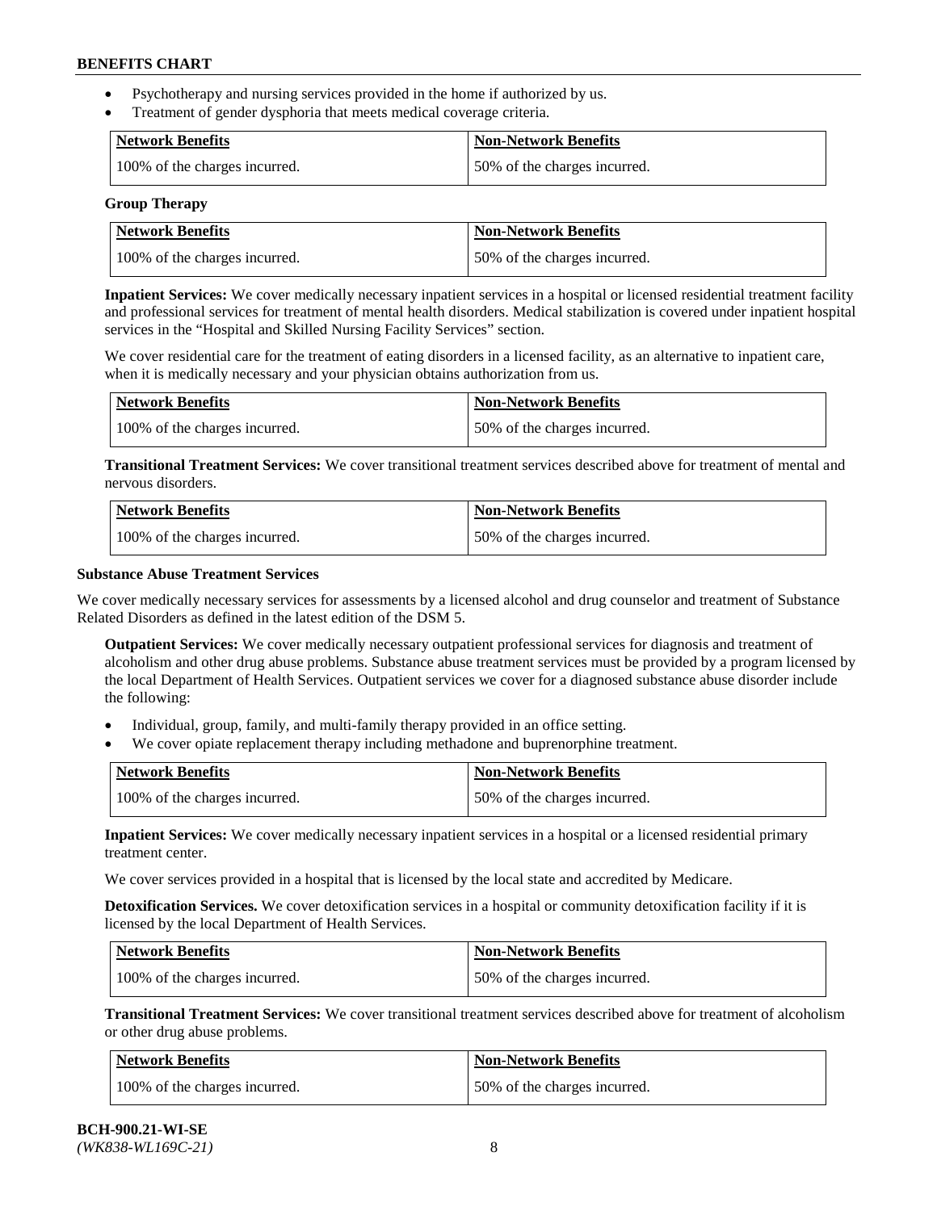- Psychotherapy and nursing services provided in the home if authorized by us.
- Treatment of gender dysphoria that meets medical coverage criteria.

| Network Benefits | Non-Network Benefits |
| --- | --- |
| 100% of the charges incurred. | 50% of the charges incurred. |

**Group Therapy**

| Network Benefits | Non-Network Benefits |
| --- | --- |
| 100% of the charges incurred. | 50% of the charges incurred. |

**Inpatient Services:** We cover medically necessary inpatient services in a hospital or licensed residential treatment facility and professional services for treatment of mental health disorders. Medical stabilization is covered under inpatient hospital services in the "Hospital and Skilled Nursing Facility Services" section.

We cover residential care for the treatment of eating disorders in a licensed facility, as an alternative to inpatient care, when it is medically necessary and your physician obtains authorization from us.

| Network Benefits | Non-Network Benefits |
| --- | --- |
| 100% of the charges incurred. | 50% of the charges incurred. |

**Transitional Treatment Services:** We cover transitional treatment services described above for treatment of mental and nervous disorders.

| Network Benefits | Non-Network Benefits |
| --- | --- |
| 100% of the charges incurred. | 50% of the charges incurred. |

**Substance Abuse Treatment Services**

We cover medically necessary services for assessments by a licensed alcohol and drug counselor and treatment of Substance Related Disorders as defined in the latest edition of the DSM 5.

**Outpatient Services:** We cover medically necessary outpatient professional services for diagnosis and treatment of alcoholism and other drug abuse problems. Substance abuse treatment services must be provided by a program licensed by the local Department of Health Services. Outpatient services we cover for a diagnosed substance abuse disorder include the following:

- Individual, group, family, and multi-family therapy provided in an office setting.
- We cover opiate replacement therapy including methadone and buprenorphine treatment.

| Network Benefits | Non-Network Benefits |
| --- | --- |
| 100% of the charges incurred. | 50% of the charges incurred. |

**Inpatient Services:** We cover medically necessary inpatient services in a hospital or a licensed residential primary treatment center.

We cover services provided in a hospital that is licensed by the local state and accredited by Medicare.

**Detoxification Services.** We cover detoxification services in a hospital or community detoxification facility if it is licensed by the local Department of Health Services.

| Network Benefits | Non-Network Benefits |
| --- | --- |
| 100% of the charges incurred. | 50% of the charges incurred. |

**Transitional Treatment Services:** We cover transitional treatment services described above for treatment of alcoholism or other drug abuse problems.

| Network Benefits | Non-Network Benefits |
| --- | --- |
| 100% of the charges incurred. | 50% of the charges incurred. |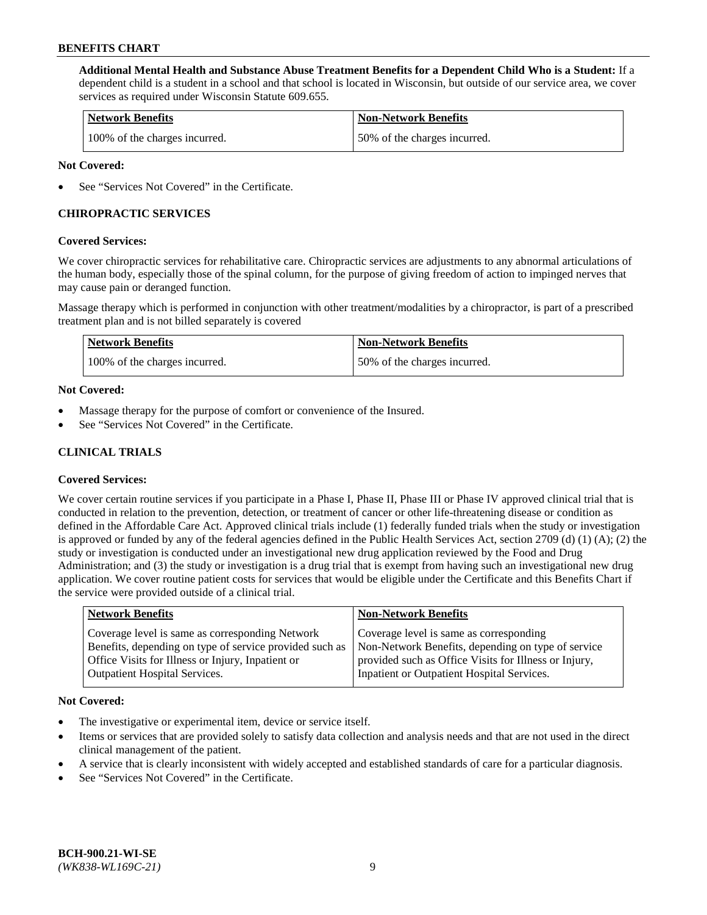**Additional Mental Health and Substance Abuse Treatment Benefits for a Dependent Child Who is a Student:** If a dependent child is a student in a school and that school is located in Wisconsin, but outside of our service area, we cover services as required under Wisconsin Statute 609.655.

| Network Benefits | Non-Network Benefits |
| --- | --- |
| 100% of the charges incurred. | 50% of the charges incurred. |

**Not Covered:**

- See "Services Not Covered" in the Certificate.

## CHIROPRACTIC SERVICES

**Covered Services:**

We cover chiropractic services for rehabilitative care. Chiropractic services are adjustments to any abnormal articulations of the human body, especially those of the spinal column, for the purpose of giving freedom of action to impinged nerves that may cause pain or deranged function.

Massage therapy which is performed in conjunction with other treatment/modalities by a chiropractor, is part of a prescribed treatment plan and is not billed separately is covered

| Network Benefits | Non-Network Benefits |
| --- | --- |
| 100% of the charges incurred. | 50% of the charges incurred. |

**Not Covered:**

- Massage therapy for the purpose of comfort or convenience of the Insured.
- See "Services Not Covered" in the Certificate.

## CLINICAL TRIALS

**Covered Services:**

We cover certain routine services if you participate in a Phase I, Phase II, Phase III or Phase IV approved clinical trial that is conducted in relation to the prevention, detection, or treatment of cancer or other life-threatening disease or condition as defined in the Affordable Care Act. Approved clinical trials include (1) federally funded trials when the study or investigation is approved or funded by any of the federal agencies defined in the Public Health Services Act, section 2709 (d) (1) (A); (2) the study or investigation is conducted under an investigational new drug application reviewed by the Food and Drug Administration; and (3) the study or investigation is a drug trial that is exempt from having such an investigational new drug application. We cover routine patient costs for services that would be eligible under the Certificate and this Benefits Chart if the service were provided outside of a clinical trial.

| Network Benefits | Non-Network Benefits |
| --- | --- |
| Coverage level is same as corresponding Network Benefits, depending on type of service provided such as Office Visits for Illness or Injury, Inpatient or Outpatient Hospital Services. | Coverage level is same as corresponding Non-Network Benefits, depending on type of service provided such as Office Visits for Illness or Injury, Inpatient or Outpatient Hospital Services. |

**Not Covered:**

- The investigative or experimental item, device or service itself.
- Items or services that are provided solely to satisfy data collection and analysis needs and that are not used in the direct clinical management of the patient.
- A service that is clearly inconsistent with widely accepted and established standards of care for a particular diagnosis.
- See "Services Not Covered" in the Certificate.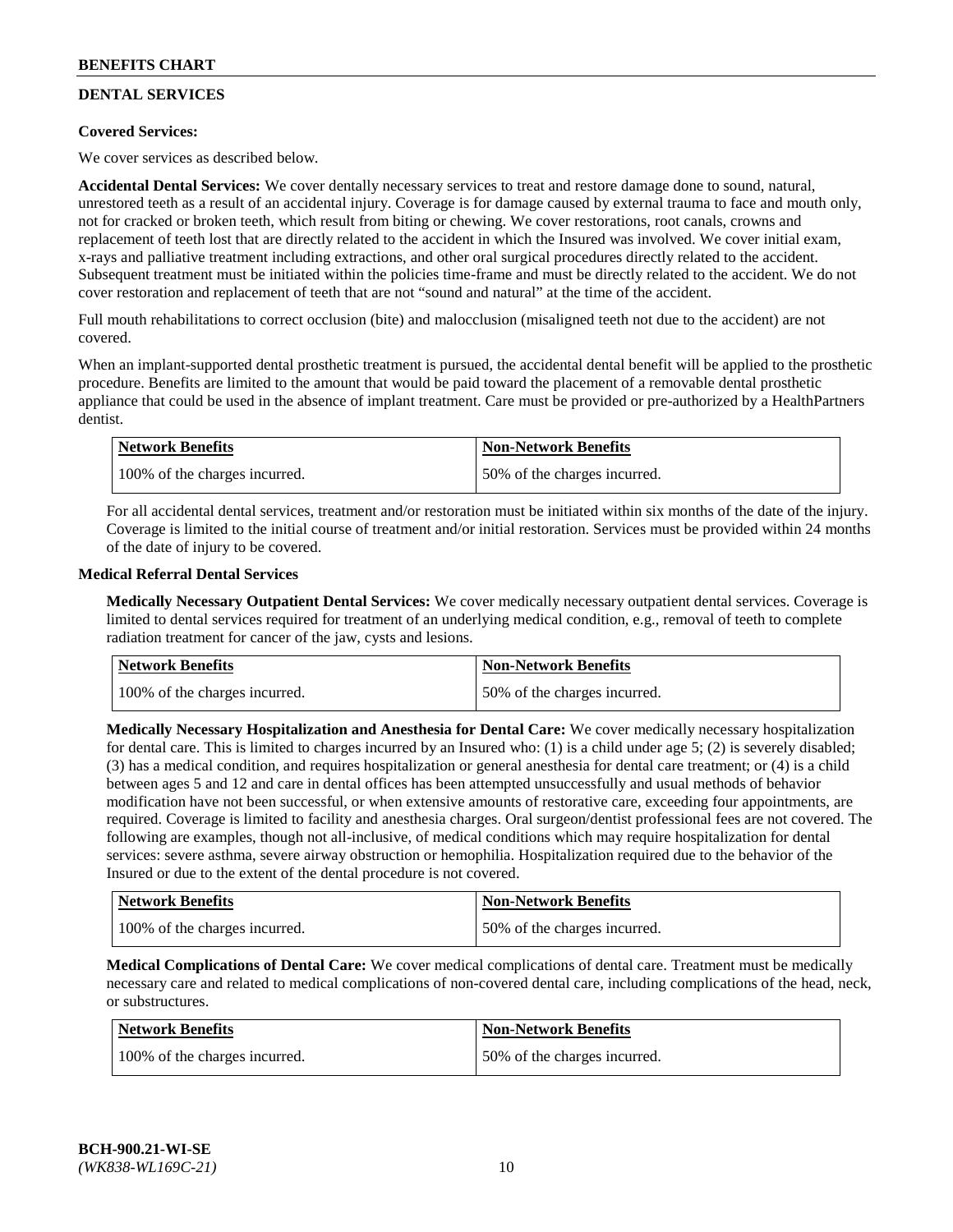## DENTAL SERVICES

**Covered Services:**

We cover services as described below.

**Accidental Dental Services:** We cover dentally necessary services to treat and restore damage done to sound, natural, unrestored teeth as a result of an accidental injury. Coverage is for damage caused by external trauma to face and mouth only, not for cracked or broken teeth, which result from biting or chewing. We cover restorations, root canals, crowns and replacement of teeth lost that are directly related to the accident in which the Insured was involved. We cover initial exam, x-rays and palliative treatment including extractions, and other oral surgical procedures directly related to the accident. Subsequent treatment must be initiated within the policies time-frame and must be directly related to the accident. We do not cover restoration and replacement of teeth that are not "sound and natural" at the time of the accident.

Full mouth rehabilitations to correct occlusion (bite) and malocclusion (misaligned teeth not due to the accident) are not covered.

When an implant-supported dental prosthetic treatment is pursued, the accidental dental benefit will be applied to the prosthetic procedure. Benefits are limited to the amount that would be paid toward the placement of a removable dental prosthetic appliance that could be used in the absence of implant treatment. Care must be provided or pre-authorized by a HealthPartners dentist.

| Network Benefits | Non-Network Benefits |
|---|---|
| 100% of the charges incurred. | 50% of the charges incurred. |

For all accidental dental services, treatment and/or restoration must be initiated within six months of the date of the injury. Coverage is limited to the initial course of treatment and/or initial restoration. Services must be provided within 24 months of the date of injury to be covered.

**Medical Referral Dental Services**

**Medically Necessary Outpatient Dental Services:** We cover medically necessary outpatient dental services. Coverage is limited to dental services required for treatment of an underlying medical condition, e.g., removal of teeth to complete radiation treatment for cancer of the jaw, cysts and lesions.

| Network Benefits | Non-Network Benefits |
|---|---|
| 100% of the charges incurred. | 50% of the charges incurred. |

**Medically Necessary Hospitalization and Anesthesia for Dental Care:** We cover medically necessary hospitalization for dental care. This is limited to charges incurred by an Insured who: (1) is a child under age 5; (2) is severely disabled; (3) has a medical condition, and requires hospitalization or general anesthesia for dental care treatment; or (4) is a child between ages 5 and 12 and care in dental offices has been attempted unsuccessfully and usual methods of behavior modification have not been successful, or when extensive amounts of restorative care, exceeding four appointments, are required. Coverage is limited to facility and anesthesia charges. Oral surgeon/dentist professional fees are not covered. The following are examples, though not all-inclusive, of medical conditions which may require hospitalization for dental services: severe asthma, severe airway obstruction or hemophilia. Hospitalization required due to the behavior of the Insured or due to the extent of the dental procedure is not covered.

| Network Benefits | Non-Network Benefits |
|---|---|
| 100% of the charges incurred. | 50% of the charges incurred. |

**Medical Complications of Dental Care:** We cover medical complications of dental care. Treatment must be medically necessary care and related to medical complications of non-covered dental care, including complications of the head, neck, or substructures.

| Network Benefits | Non-Network Benefits |
|---|---|
| 100% of the charges incurred. | 50% of the charges incurred. |

**BCH-900.21-WI-SE**
*(WK838-WL169C-21)*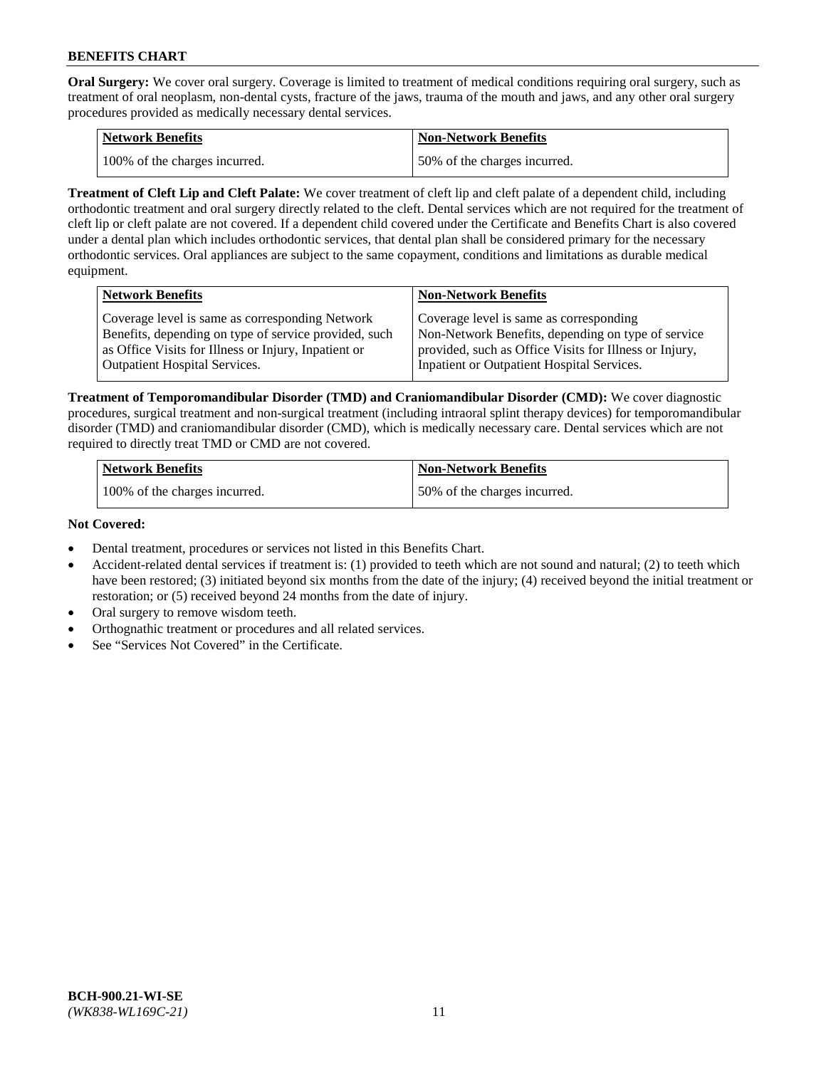**Oral Surgery:** We cover oral surgery. Coverage is limited to treatment of medical conditions requiring oral surgery, such as treatment of oral neoplasm, non-dental cysts, fracture of the jaws, trauma of the mouth and jaws, and any other oral surgery procedures provided as medically necessary dental services.

| Network Benefits | Non-Network Benefits |
| --- | --- |
| 100% of the charges incurred. | 50% of the charges incurred. |

**Treatment of Cleft Lip and Cleft Palate:** We cover treatment of cleft lip and cleft palate of a dependent child, including orthodontic treatment and oral surgery directly related to the cleft. Dental services which are not required for the treatment of cleft lip or cleft palate are not covered. If a dependent child covered under the Certificate and Benefits Chart is also covered under a dental plan which includes orthodontic services, that dental plan shall be considered primary for the necessary orthodontic services. Oral appliances are subject to the same copayment, conditions and limitations as durable medical equipment.

| Network Benefits | Non-Network Benefits |
| --- | --- |
| Coverage level is same as corresponding Network Benefits, depending on type of service provided, such as Office Visits for Illness or Injury, Inpatient or Outpatient Hospital Services. | Coverage level is same as corresponding Non-Network Benefits, depending on type of service provided, such as Office Visits for Illness or Injury, Inpatient or Outpatient Hospital Services. |

**Treatment of Temporomandibular Disorder (TMD) and Craniomandibular Disorder (CMD):** We cover diagnostic procedures, surgical treatment and non-surgical treatment (including intraoral splint therapy devices) for temporomandibular disorder (TMD) and craniomandibular disorder (CMD), which is medically necessary care. Dental services which are not required to directly treat TMD or CMD are not covered.

| Network Benefits | Non-Network Benefits |
| --- | --- |
| 100% of the charges incurred. | 50% of the charges incurred. |

**Not Covered:**

- Dental treatment, procedures or services not listed in this Benefits Chart.
- Accident-related dental services if treatment is: (1) provided to teeth which are not sound and natural; (2) to teeth which have been restored; (3) initiated beyond six months from the date of the injury; (4) received beyond the initial treatment or restoration; or (5) received beyond 24 months from the date of injury.
- Oral surgery to remove wisdom teeth.
- Orthognathic treatment or procedures and all related services.
- See "Services Not Covered" in the Certificate.

BCH-900.21-WI-SE
*(WK838-WL169C-21)*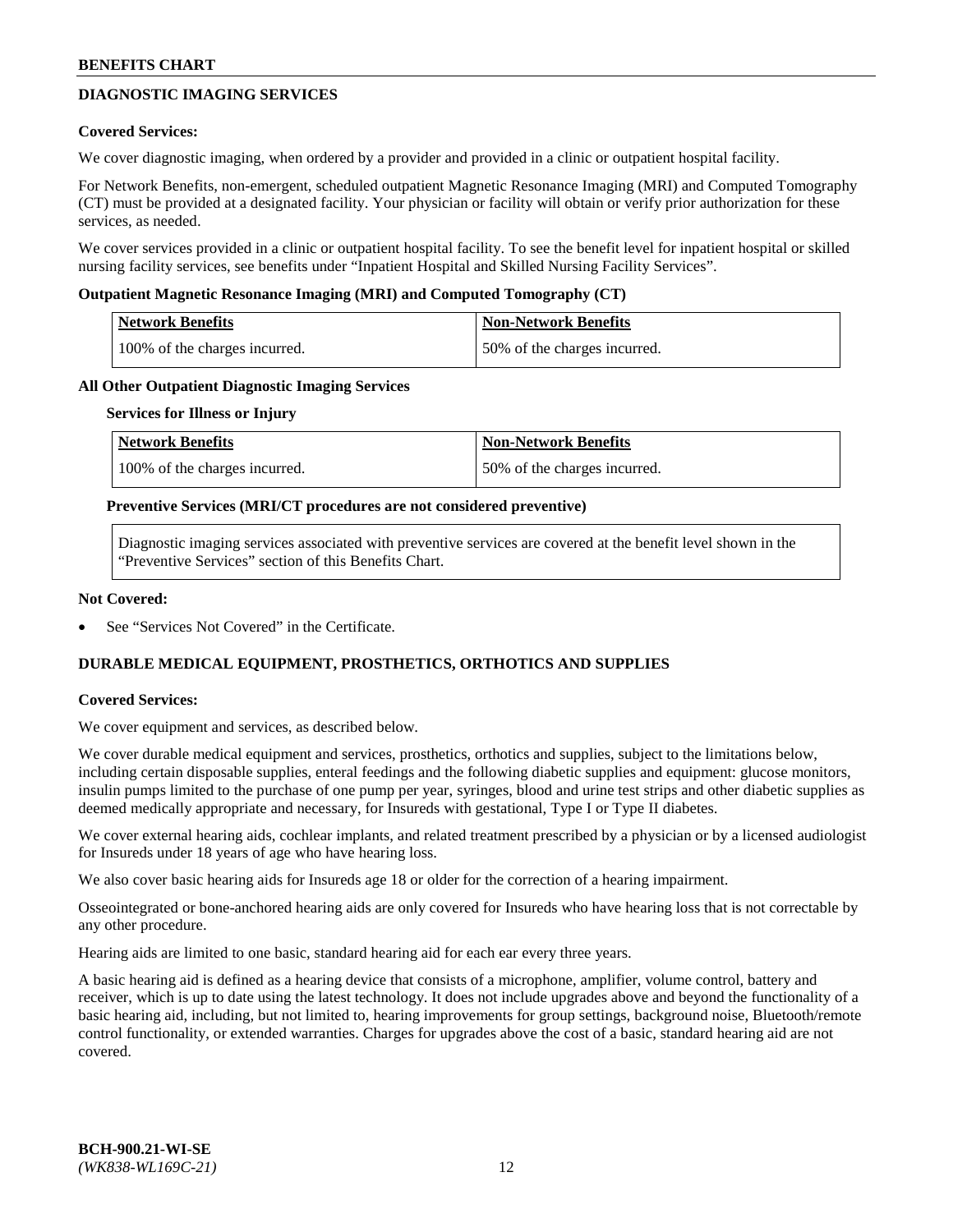## DIAGNOSTIC IMAGING SERVICES

**Covered Services:**

We cover diagnostic imaging, when ordered by a provider and provided in a clinic or outpatient hospital facility.

For Network Benefits, non-emergent, scheduled outpatient Magnetic Resonance Imaging (MRI) and Computed Tomography (CT) must be provided at a designated facility. Your physician or facility will obtain or verify prior authorization for these services, as needed.

We cover services provided in a clinic or outpatient hospital facility. To see the benefit level for inpatient hospital or skilled nursing facility services, see benefits under "Inpatient Hospital and Skilled Nursing Facility Services".

**Outpatient Magnetic Resonance Imaging (MRI) and Computed Tomography (CT)**

| Network Benefits | Non-Network Benefits |
|---|---|
| 100% of the charges incurred. | 50% of the charges incurred. |

**All Other Outpatient Diagnostic Imaging Services**

**Services for Illness or Injury**

| Network Benefits | Non-Network Benefits |
|---|---|
| 100% of the charges incurred. | 50% of the charges incurred. |

**Preventive Services (MRI/CT procedures are not considered preventive)**

Diagnostic imaging services associated with preventive services are covered at the benefit level shown in the "Preventive Services" section of this Benefits Chart.

**Not Covered:**

- See "Services Not Covered" in the Certificate.

## DURABLE MEDICAL EQUIPMENT, PROSTHETICS, ORTHOTICS AND SUPPLIES

**Covered Services:**

We cover equipment and services, as described below.

We cover durable medical equipment and services, prosthetics, orthotics and supplies, subject to the limitations below, including certain disposable supplies, enteral feedings and the following diabetic supplies and equipment: glucose monitors, insulin pumps limited to the purchase of one pump per year, syringes, blood and urine test strips and other diabetic supplies as deemed medically appropriate and necessary, for Insureds with gestational, Type I or Type II diabetes.

We cover external hearing aids, cochlear implants, and related treatment prescribed by a physician or by a licensed audiologist for Insureds under 18 years of age who have hearing loss.

We also cover basic hearing aids for Insureds age 18 or older for the correction of a hearing impairment.

Osseointegrated or bone-anchored hearing aids are only covered for Insureds who have hearing loss that is not correctable by any other procedure.

Hearing aids are limited to one basic, standard hearing aid for each ear every three years.

A basic hearing aid is defined as a hearing device that consists of a microphone, amplifier, volume control, battery and receiver, which is up to date using the latest technology. It does not include upgrades above and beyond the functionality of a basic hearing aid, including, but not limited to, hearing improvements for group settings, background noise, Bluetooth/remote control functionality, or extended warranties. Charges for upgrades above the cost of a basic, standard hearing aid are not covered.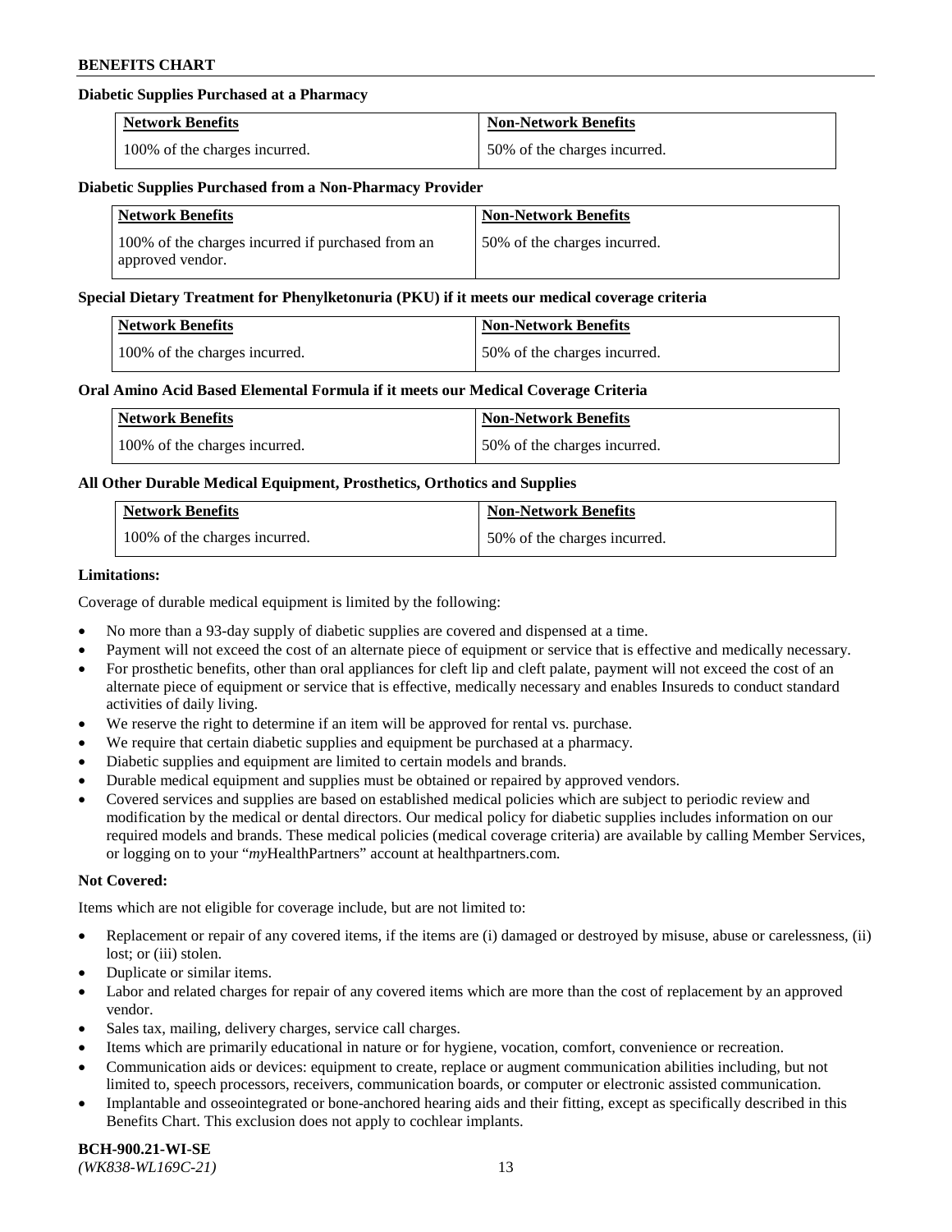#### Diabetic Supplies Purchased at a Pharmacy

| Network Benefits | Non-Network Benefits |
| --- | --- |
| 100% of the charges incurred. | 50% of the charges incurred. |

#### Diabetic Supplies Purchased from a Non-Pharmacy Provider

| Network Benefits | Non-Network Benefits |
| --- | --- |
| 100% of the charges incurred if purchased from an approved vendor. | 50% of the charges incurred. |

#### Special Dietary Treatment for Phenylketonuria (PKU) if it meets our medical coverage criteria

| Network Benefits | Non-Network Benefits |
| --- | --- |
| 100% of the charges incurred. | 50% of the charges incurred. |

#### Oral Amino Acid Based Elemental Formula if it meets our Medical Coverage Criteria

| Network Benefits | Non-Network Benefits |
| --- | --- |
| 100% of the charges incurred. | 50% of the charges incurred. |

#### All Other Durable Medical Equipment, Prosthetics, Orthotics and Supplies

| Network Benefits | Non-Network Benefits |
| --- | --- |
| 100% of the charges incurred. | 50% of the charges incurred. |

**Limitations:**

Coverage of durable medical equipment is limited by the following:

- No more than a 93-day supply of diabetic supplies are covered and dispensed at a time.
- Payment will not exceed the cost of an alternate piece of equipment or service that is effective and medically necessary.
- For prosthetic benefits, other than oral appliances for cleft lip and cleft palate, payment will not exceed the cost of an alternate piece of equipment or service that is effective, medically necessary and enables Insureds to conduct standard activities of daily living.
- We reserve the right to determine if an item will be approved for rental vs. purchase.
- We require that certain diabetic supplies and equipment be purchased at a pharmacy.
- Diabetic supplies and equipment are limited to certain models and brands.
- Durable medical equipment and supplies must be obtained or repaired by approved vendors.
- Covered services and supplies are based on established medical policies which are subject to periodic review and modification by the medical or dental directors. Our medical policy for diabetic supplies includes information on our required models and brands. These medical policies (medical coverage criteria) are available by calling Member Services, or logging on to your "*my*HealthPartners" account at healthpartners.com.

**Not Covered:**

Items which are not eligible for coverage include, but are not limited to:

- Replacement or repair of any covered items, if the items are (i) damaged or destroyed by misuse, abuse or carelessness, (ii) lost; or (iii) stolen.
- Duplicate or similar items.
- Labor and related charges for repair of any covered items which are more than the cost of replacement by an approved vendor.
- Sales tax, mailing, delivery charges, service call charges.
- Items which are primarily educational in nature or for hygiene, vocation, comfort, convenience or recreation.
- Communication aids or devices: equipment to create, replace or augment communication abilities including, but not limited to, speech processors, receivers, communication boards, or computer or electronic assisted communication.
- Implantable and osseointegrated or bone-anchored hearing aids and their fitting, except as specifically described in this Benefits Chart. This exclusion does not apply to cochlear implants.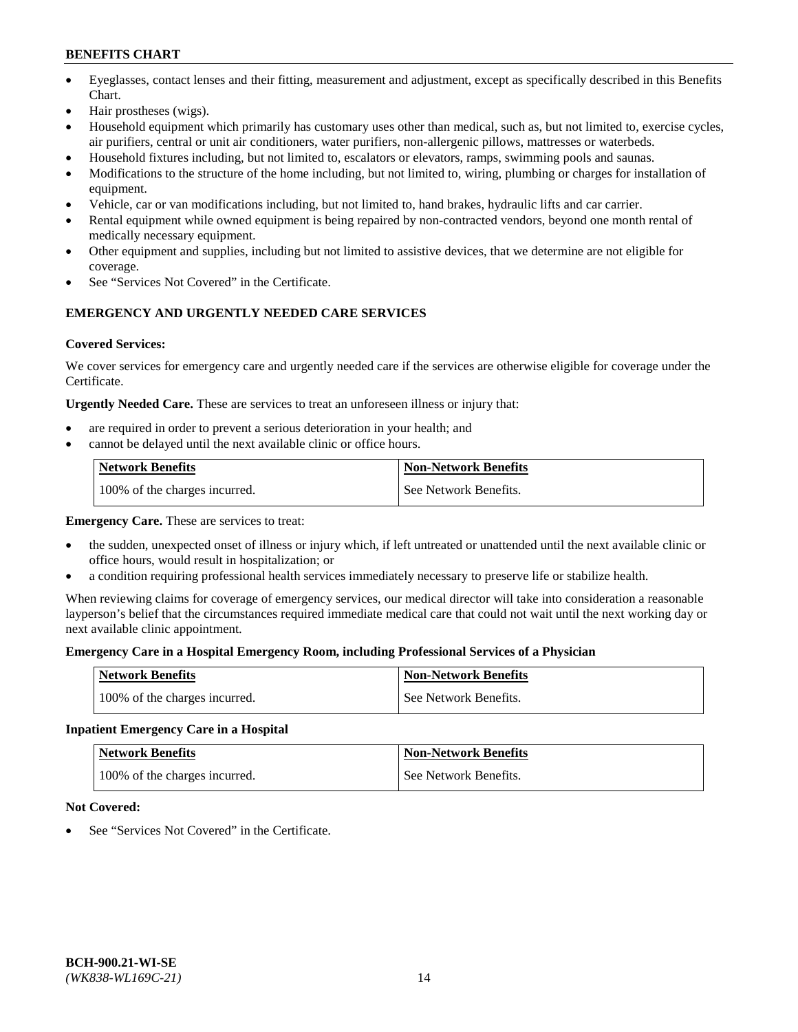- Eyeglasses, contact lenses and their fitting, measurement and adjustment, except as specifically described in this Benefits Chart.
- Hair prostheses (wigs).
- Household equipment which primarily has customary uses other than medical, such as, but not limited to, exercise cycles, air purifiers, central or unit air conditioners, water purifiers, non-allergenic pillows, mattresses or waterbeds.
- Household fixtures including, but not limited to, escalators or elevators, ramps, swimming pools and saunas.
- Modifications to the structure of the home including, but not limited to, wiring, plumbing or charges for installation of equipment.
- Vehicle, car or van modifications including, but not limited to, hand brakes, hydraulic lifts and car carrier.
- Rental equipment while owned equipment is being repaired by non-contracted vendors, beyond one month rental of medically necessary equipment.
- Other equipment and supplies, including but not limited to assistive devices, that we determine are not eligible for coverage.
- See "Services Not Covered" in the Certificate.

## EMERGENCY AND URGENTLY NEEDED CARE SERVICES

**Covered Services:**

We cover services for emergency care and urgently needed care if the services are otherwise eligible for coverage under the Certificate.

**Urgently Needed Care.** These are services to treat an unforeseen illness or injury that:

- are required in order to prevent a serious deterioration in your health; and
- cannot be delayed until the next available clinic or office hours.

| Network Benefits | Non-Network Benefits |
| --- | --- |
| 100% of the charges incurred. | See Network Benefits. |

**Emergency Care.** These are services to treat:

- the sudden, unexpected onset of illness or injury which, if left untreated or unattended until the next available clinic or office hours, would result in hospitalization; or
- a condition requiring professional health services immediately necessary to preserve life or stabilize health.

When reviewing claims for coverage of emergency services, our medical director will take into consideration a reasonable layperson's belief that the circumstances required immediate medical care that could not wait until the next working day or next available clinic appointment.

**Emergency Care in a Hospital Emergency Room, including Professional Services of a Physician**

| Network Benefits | Non-Network Benefits |
| --- | --- |
| 100% of the charges incurred. | See Network Benefits. |

**Inpatient Emergency Care in a Hospital**

| Network Benefits | Non-Network Benefits |
| --- | --- |
| 100% of the charges incurred. | See Network Benefits. |

**Not Covered:**

- See "Services Not Covered" in the Certificate.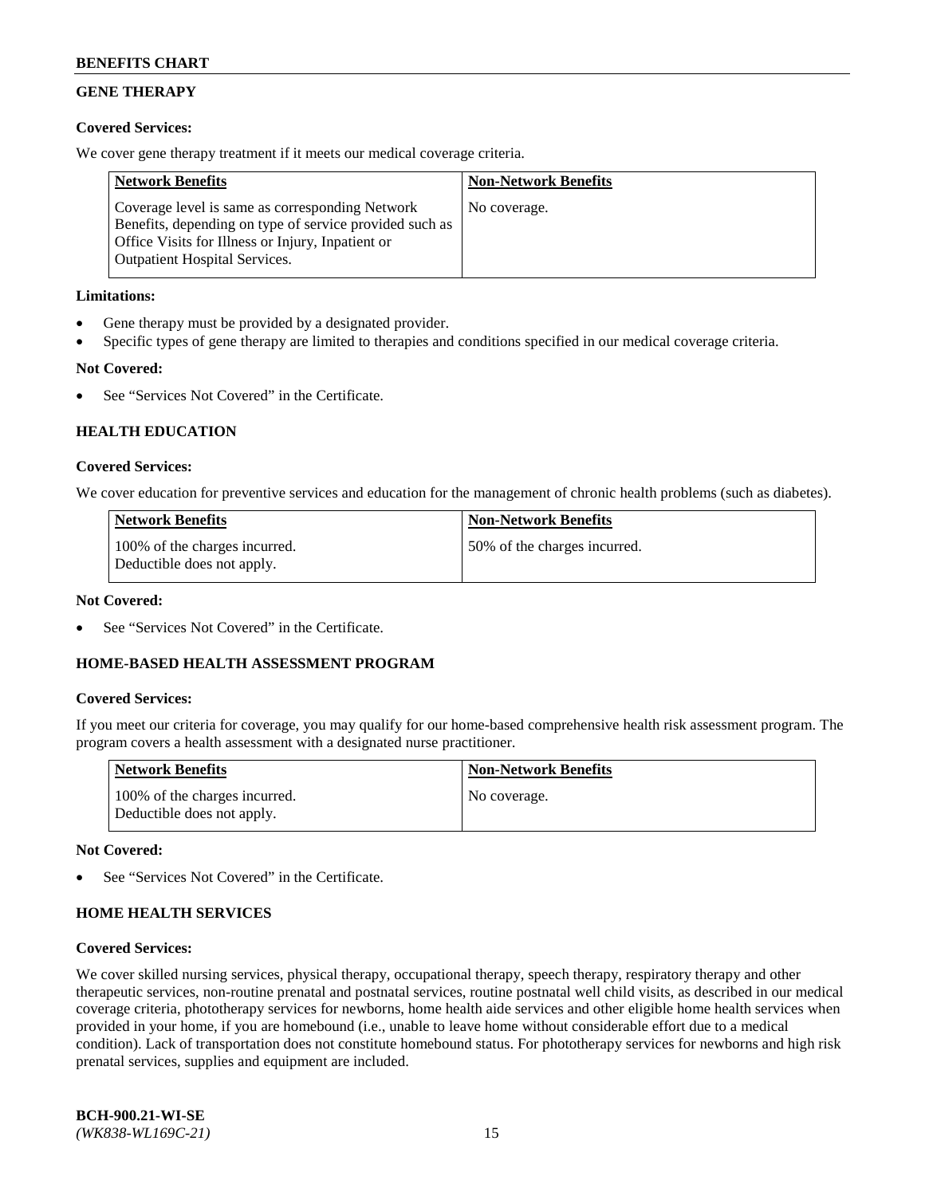## GENE THERAPY

**Covered Services:**

We cover gene therapy treatment if it meets our medical coverage criteria.

| Network Benefits | Non-Network Benefits |
|---|---|
| Coverage level is same as corresponding Network Benefits, depending on type of service provided such as Office Visits for Illness or Injury, Inpatient or Outpatient Hospital Services. | No coverage. |

**Limitations:**

- Gene therapy must be provided by a designated provider.
- Specific types of gene therapy are limited to therapies and conditions specified in our medical coverage criteria.

**Not Covered:**

- See "Services Not Covered" in the Certificate.

## HEALTH EDUCATION

**Covered Services:**

We cover education for preventive services and education for the management of chronic health problems (such as diabetes).

| Network Benefits | Non-Network Benefits |
|---|---|
| 100% of the charges incurred. Deductible does not apply. | 50% of the charges incurred. |

**Not Covered:**

- See "Services Not Covered" in the Certificate.

## HOME-BASED HEALTH ASSESSMENT PROGRAM

**Covered Services:**

If you meet our criteria for coverage, you may qualify for our home-based comprehensive health risk assessment program. The program covers a health assessment with a designated nurse practitioner.

| Network Benefits | Non-Network Benefits |
|---|---|
| 100% of the charges incurred. Deductible does not apply. | No coverage. |

**Not Covered:**

- See "Services Not Covered" in the Certificate.

## HOME HEALTH SERVICES

**Covered Services:**

We cover skilled nursing services, physical therapy, occupational therapy, speech therapy, respiratory therapy and other therapeutic services, non-routine prenatal and postnatal services, routine postnatal well child visits, as described in our medical coverage criteria, phototherapy services for newborns, home health aide services and other eligible home health services when provided in your home, if you are homebound (i.e., unable to leave home without considerable effort due to a medical condition). Lack of transportation does not constitute homebound status. For phototherapy services for newborns and high risk prenatal services, supplies and equipment are included.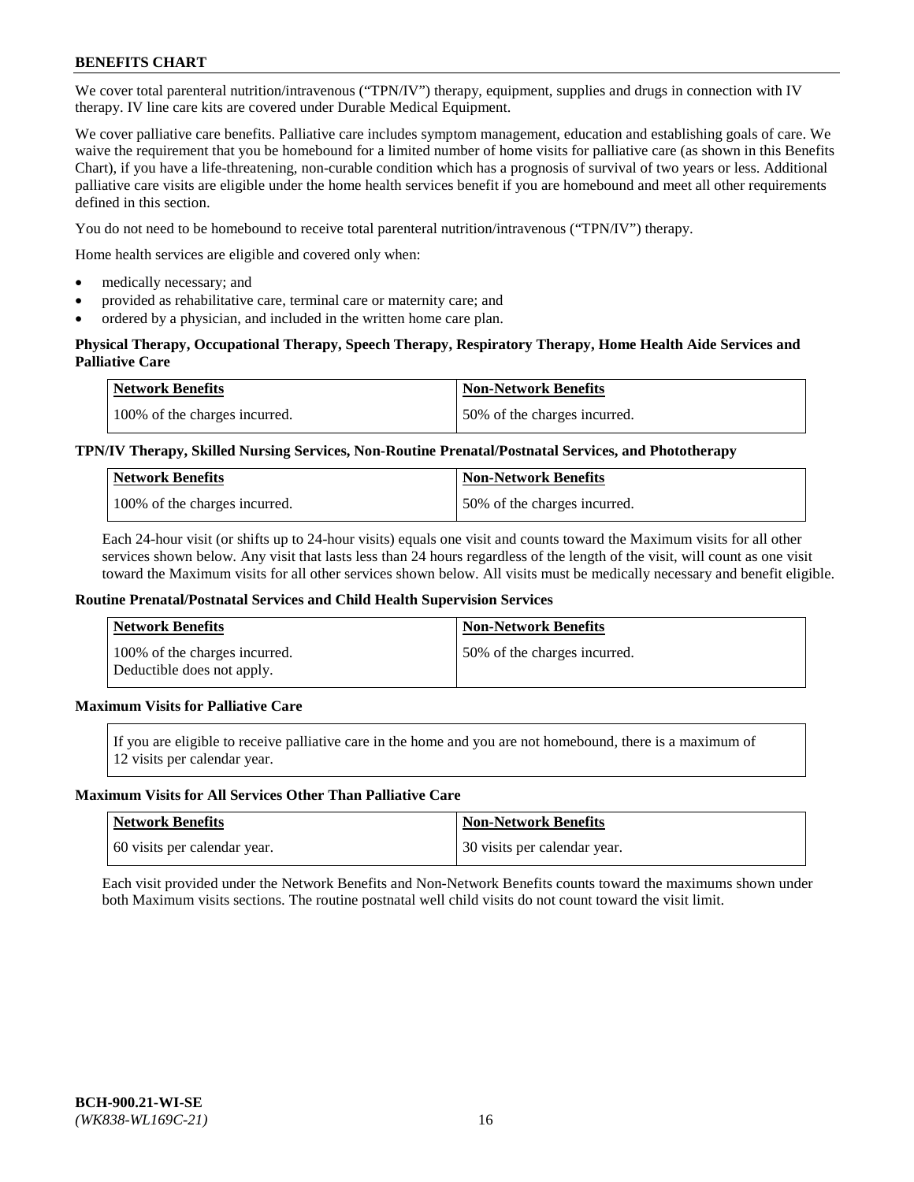We cover total parenteral nutrition/intravenous ("TPN/IV") therapy, equipment, supplies and drugs in connection with IV therapy. IV line care kits are covered under Durable Medical Equipment.

We cover palliative care benefits. Palliative care includes symptom management, education and establishing goals of care. We waive the requirement that you be homebound for a limited number of home visits for palliative care (as shown in this Benefits Chart), if you have a life-threatening, non-curable condition which has a prognosis of survival of two years or less. Additional palliative care visits are eligible under the home health services benefit if you are homebound and meet all other requirements defined in this section.

You do not need to be homebound to receive total parenteral nutrition/intravenous ("TPN/IV") therapy.

Home health services are eligible and covered only when:

- medically necessary; and
- provided as rehabilitative care, terminal care or maternity care; and
- ordered by a physician, and included in the written home care plan.

**Physical Therapy, Occupational Therapy, Speech Therapy, Respiratory Therapy, Home Health Aide Services and Palliative Care**

| Network Benefits | Non-Network Benefits |
|---|---|
| 100% of the charges incurred. | 50% of the charges incurred. |

**TPN/IV Therapy, Skilled Nursing Services, Non-Routine Prenatal/Postnatal Services, and Phototherapy**

| Network Benefits | Non-Network Benefits |
|---|---|
| 100% of the charges incurred. | 50% of the charges incurred. |

Each 24-hour visit (or shifts up to 24-hour visits) equals one visit and counts toward the Maximum visits for all other services shown below. Any visit that lasts less than 24 hours regardless of the length of the visit, will count as one visit toward the Maximum visits for all other services shown below. All visits must be medically necessary and benefit eligible.

**Routine Prenatal/Postnatal Services and Child Health Supervision Services**

| Network Benefits | Non-Network Benefits |
|---|---|
| 100% of the charges incurred. Deductible does not apply. | 50% of the charges incurred. |

**Maximum Visits for Palliative Care**

If you are eligible to receive palliative care in the home and you are not homebound, there is a maximum of 12 visits per calendar year.

**Maximum Visits for All Services Other Than Palliative Care**

| Network Benefits | Non-Network Benefits |
|---|---|
| 60 visits per calendar year. | 30 visits per calendar year. |

Each visit provided under the Network Benefits and Non-Network Benefits counts toward the maximums shown under both Maximum visits sections. The routine postnatal well child visits do not count toward the visit limit.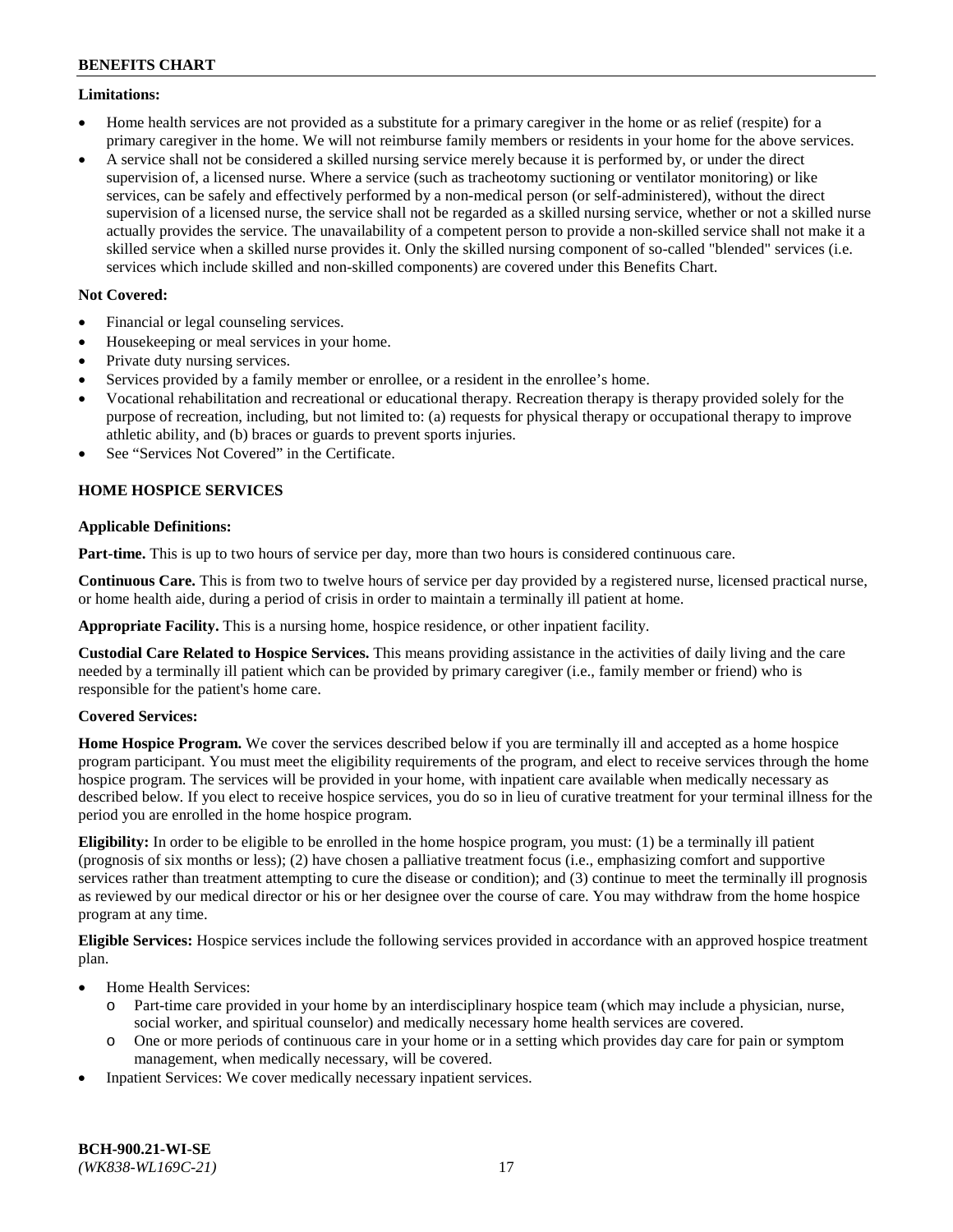**Limitations:**

- Home health services are not provided as a substitute for a primary caregiver in the home or as relief (respite) for a primary caregiver in the home. We will not reimburse family members or residents in your home for the above services.
- A service shall not be considered a skilled nursing service merely because it is performed by, or under the direct supervision of, a licensed nurse. Where a service (such as tracheotomy suctioning or ventilator monitoring) or like services, can be safely and effectively performed by a non-medical person (or self-administered), without the direct supervision of a licensed nurse, the service shall not be regarded as a skilled nursing service, whether or not a skilled nurse actually provides the service. The unavailability of a competent person to provide a non-skilled service shall not make it a skilled service when a skilled nurse provides it. Only the skilled nursing component of so-called "blended" services (i.e. services which include skilled and non-skilled components) are covered under this Benefits Chart.

**Not Covered:**

- Financial or legal counseling services.
- Housekeeping or meal services in your home.
- Private duty nursing services.
- Services provided by a family member or enrollee, or a resident in the enrollee's home.
- Vocational rehabilitation and recreational or educational therapy. Recreation therapy is therapy provided solely for the purpose of recreation, including, but not limited to: (a) requests for physical therapy or occupational therapy to improve athletic ability, and (b) braces or guards to prevent sports injuries.
- See "Services Not Covered" in the Certificate.

## HOME HOSPICE SERVICES

**Applicable Definitions:**

**Part-time.** This is up to two hours of service per day, more than two hours is considered continuous care.

**Continuous Care.** This is from two to twelve hours of service per day provided by a registered nurse, licensed practical nurse, or home health aide, during a period of crisis in order to maintain a terminally ill patient at home.

**Appropriate Facility.** This is a nursing home, hospice residence, or other inpatient facility.

**Custodial Care Related to Hospice Services.** This means providing assistance in the activities of daily living and the care needed by a terminally ill patient which can be provided by primary caregiver (i.e., family member or friend) who is responsible for the patient's home care.

**Covered Services:**

**Home Hospice Program.** We cover the services described below if you are terminally ill and accepted as a home hospice program participant. You must meet the eligibility requirements of the program, and elect to receive services through the home hospice program. The services will be provided in your home, with inpatient care available when medically necessary as described below. If you elect to receive hospice services, you do so in lieu of curative treatment for your terminal illness for the period you are enrolled in the home hospice program.

**Eligibility:** In order to be eligible to be enrolled in the home hospice program, you must: (1) be a terminally ill patient (prognosis of six months or less); (2) have chosen a palliative treatment focus (i.e., emphasizing comfort and supportive services rather than treatment attempting to cure the disease or condition); and (3) continue to meet the terminally ill prognosis as reviewed by our medical director or his or her designee over the course of care. You may withdraw from the home hospice program at any time.

**Eligible Services:** Hospice services include the following services provided in accordance with an approved hospice treatment plan.

- Home Health Services:
  - Part-time care provided in your home by an interdisciplinary hospice team (which may include a physician, nurse, social worker, and spiritual counselor) and medically necessary home health services are covered.
  - One or more periods of continuous care in your home or in a setting which provides day care for pain or symptom management, when medically necessary, will be covered.
- Inpatient Services: We cover medically necessary inpatient services.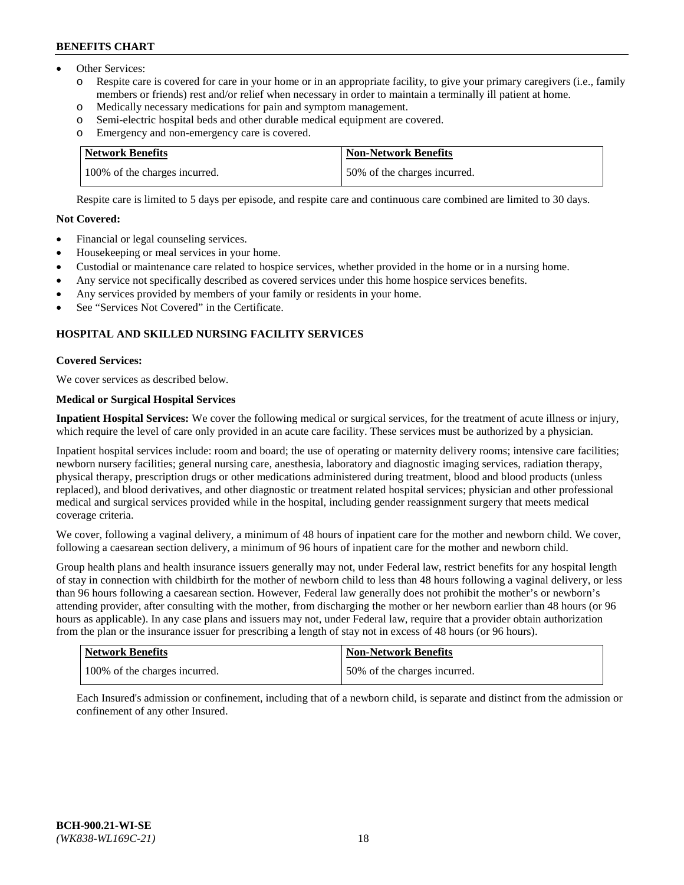- Other Services:
  - o Respite care is covered for care in your home or in an appropriate facility, to give your primary caregivers (i.e., family members or friends) rest and/or relief when necessary in order to maintain a terminally ill patient at home.
  - o Medically necessary medications for pain and symptom management.
  - o Semi-electric hospital beds and other durable medical equipment are covered.
  - o Emergency and non-emergency care is covered.

| Network Benefits | Non-Network Benefits |
|---|---|
| 100% of the charges incurred. | 50% of the charges incurred. |

Respite care is limited to 5 days per episode, and respite care and continuous care combined are limited to 30 days.

**Not Covered:**

- Financial or legal counseling services.
- Housekeeping or meal services in your home.
- Custodial or maintenance care related to hospice services, whether provided in the home or in a nursing home.
- Any service not specifically described as covered services under this home hospice services benefits.
- Any services provided by members of your family or residents in your home.
- See "Services Not Covered" in the Certificate.

## HOSPITAL AND SKILLED NURSING FACILITY SERVICES

**Covered Services:**

We cover services as described below.

**Medical or Surgical Hospital Services**

**Inpatient Hospital Services:** We cover the following medical or surgical services, for the treatment of acute illness or injury, which require the level of care only provided in an acute care facility. These services must be authorized by a physician.

Inpatient hospital services include: room and board; the use of operating or maternity delivery rooms; intensive care facilities; newborn nursery facilities; general nursing care, anesthesia, laboratory and diagnostic imaging services, radiation therapy, physical therapy, prescription drugs or other medications administered during treatment, blood and blood products (unless replaced), and blood derivatives, and other diagnostic or treatment related hospital services; physician and other professional medical and surgical services provided while in the hospital, including gender reassignment surgery that meets medical coverage criteria.

We cover, following a vaginal delivery, a minimum of 48 hours of inpatient care for the mother and newborn child. We cover, following a caesarean section delivery, a minimum of 96 hours of inpatient care for the mother and newborn child.

Group health plans and health insurance issuers generally may not, under Federal law, restrict benefits for any hospital length of stay in connection with childbirth for the mother of newborn child to less than 48 hours following a vaginal delivery, or less than 96 hours following a caesarean section. However, Federal law generally does not prohibit the mother's or newborn's attending provider, after consulting with the mother, from discharging the mother or her newborn earlier than 48 hours (or 96 hours as applicable). In any case plans and issuers may not, under Federal law, require that a provider obtain authorization from the plan or the insurance issuer for prescribing a length of stay not in excess of 48 hours (or 96 hours).

| Network Benefits | Non-Network Benefits |
|---|---|
| 100% of the charges incurred. | 50% of the charges incurred. |

Each Insured's admission or confinement, including that of a newborn child, is separate and distinct from the admission or confinement of any other Insured.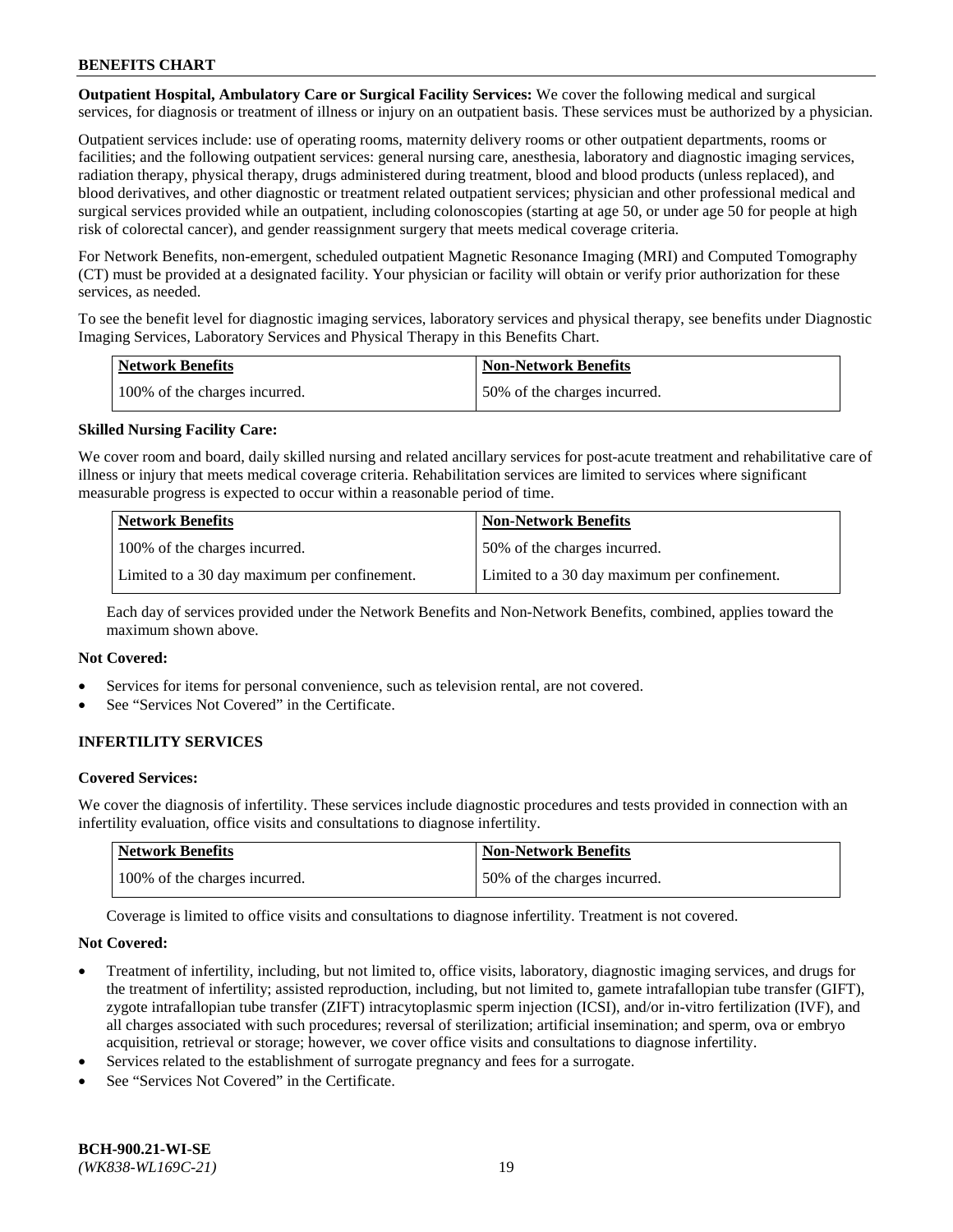**Outpatient Hospital, Ambulatory Care or Surgical Facility Services:** We cover the following medical and surgical services, for diagnosis or treatment of illness or injury on an outpatient basis. These services must be authorized by a physician.

Outpatient services include: use of operating rooms, maternity delivery rooms or other outpatient departments, rooms or facilities; and the following outpatient services: general nursing care, anesthesia, laboratory and diagnostic imaging services, radiation therapy, physical therapy, drugs administered during treatment, blood and blood products (unless replaced), and blood derivatives, and other diagnostic or treatment related outpatient services; physician and other professional medical and surgical services provided while an outpatient, including colonoscopies (starting at age 50, or under age 50 for people at high risk of colorectal cancer), and gender reassignment surgery that meets medical coverage criteria.

For Network Benefits, non-emergent, scheduled outpatient Magnetic Resonance Imaging (MRI) and Computed Tomography (CT) must be provided at a designated facility. Your physician or facility will obtain or verify prior authorization for these services, as needed.

To see the benefit level for diagnostic imaging services, laboratory services and physical therapy, see benefits under Diagnostic Imaging Services, Laboratory Services and Physical Therapy in this Benefits Chart.

| Network Benefits | Non-Network Benefits |
| --- | --- |
| 100% of the charges incurred. | 50% of the charges incurred. |

**Skilled Nursing Facility Care:**

We cover room and board, daily skilled nursing and related ancillary services for post-acute treatment and rehabilitative care of illness or injury that meets medical coverage criteria. Rehabilitation services are limited to services where significant measurable progress is expected to occur within a reasonable period of time.

| Network Benefits | Non-Network Benefits |
| --- | --- |
| 100% of the charges incurred. | 50% of the charges incurred. |
| Limited to a 30 day maximum per confinement. | Limited to a 30 day maximum per confinement. |

Each day of services provided under the Network Benefits and Non-Network Benefits, combined, applies toward the maximum shown above.

**Not Covered:**

- Services for items for personal convenience, such as television rental, are not covered.
- See "Services Not Covered" in the Certificate.

## INFERTILITY SERVICES

**Covered Services:**

We cover the diagnosis of infertility. These services include diagnostic procedures and tests provided in connection with an infertility evaluation, office visits and consultations to diagnose infertility.

| Network Benefits | Non-Network Benefits |
| --- | --- |
| 100% of the charges incurred. | 50% of the charges incurred. |

Coverage is limited to office visits and consultations to diagnose infertility. Treatment is not covered.

**Not Covered:**

- Treatment of infertility, including, but not limited to, office visits, laboratory, diagnostic imaging services, and drugs for the treatment of infertility; assisted reproduction, including, but not limited to, gamete intrafallopian tube transfer (GIFT), zygote intrafallopian tube transfer (ZIFT) intracytoplasmic sperm injection (ICSI), and/or in-vitro fertilization (IVF), and all charges associated with such procedures; reversal of sterilization; artificial insemination; and sperm, ova or embryo acquisition, retrieval or storage; however, we cover office visits and consultations to diagnose infertility.
- Services related to the establishment of surrogate pregnancy and fees for a surrogate.
- See "Services Not Covered" in the Certificate.

**BCH-900.21-WI-SE**
*(WK838-WL169C-21)*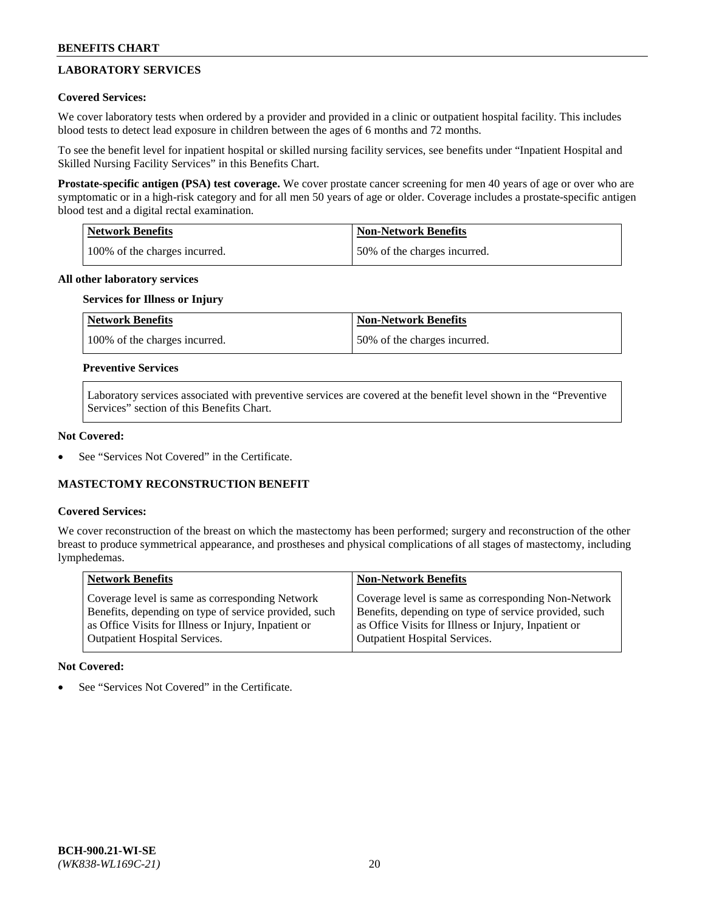## LABORATORY SERVICES

**Covered Services:**

We cover laboratory tests when ordered by a provider and provided in a clinic or outpatient hospital facility. This includes blood tests to detect lead exposure in children between the ages of 6 months and 72 months.

To see the benefit level for inpatient hospital or skilled nursing facility services, see benefits under "Inpatient Hospital and Skilled Nursing Facility Services" in this Benefits Chart.

**Prostate-specific antigen (PSA) test coverage.** We cover prostate cancer screening for men 40 years of age or over who are symptomatic or in a high-risk category and for all men 50 years of age or older. Coverage includes a prostate-specific antigen blood test and a digital rectal examination.

| Network Benefits | Non-Network Benefits |
|---|---|
| 100% of the charges incurred. | 50% of the charges incurred. |

**All other laboratory services**

**Services for Illness or Injury**

| Network Benefits | Non-Network Benefits |
|---|---|
| 100% of the charges incurred. | 50% of the charges incurred. |

**Preventive Services**

Laboratory services associated with preventive services are covered at the benefit level shown in the "Preventive Services" section of this Benefits Chart.

**Not Covered:**

- See "Services Not Covered" in the Certificate.

## MASTECTOMY RECONSTRUCTION BENEFIT

**Covered Services:**

We cover reconstruction of the breast on which the mastectomy has been performed; surgery and reconstruction of the other breast to produce symmetrical appearance, and prostheses and physical complications of all stages of mastectomy, including lymphedemas.

| Network Benefits | Non-Network Benefits |
|---|---|
| Coverage level is same as corresponding Network Benefits, depending on type of service provided, such as Office Visits for Illness or Injury, Inpatient or Outpatient Hospital Services. | Coverage level is same as corresponding Non-Network Benefits, depending on type of service provided, such as Office Visits for Illness or Injury, Inpatient or Outpatient Hospital Services. |

**Not Covered:**

- See "Services Not Covered" in the Certificate.

**BCH-900.21-WI-SE**
*(WK838-WL169C-21)*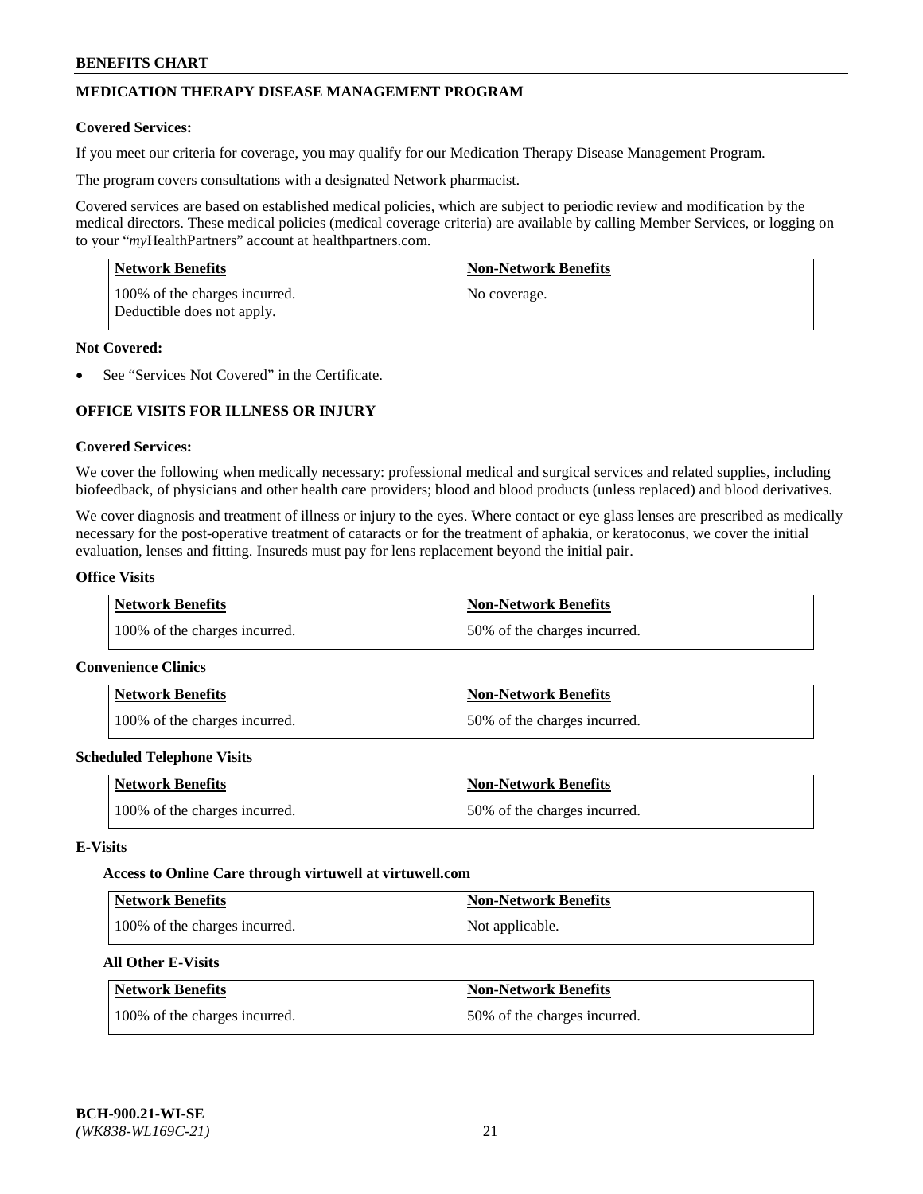## MEDICATION THERAPY DISEASE MANAGEMENT PROGRAM

**Covered Services:**

If you meet our criteria for coverage, you may qualify for our Medication Therapy Disease Management Program.

The program covers consultations with a designated Network pharmacist.

Covered services are based on established medical policies, which are subject to periodic review and modification by the medical directors. These medical policies (medical coverage criteria) are available by calling Member Services, or logging on to your "*my*HealthPartners" account at healthpartners.com.

| Network Benefits | Non-Network Benefits |
|---|---|
| 100% of the charges incurred. Deductible does not apply. | No coverage. |

**Not Covered:**

- See "Services Not Covered" in the Certificate.

## OFFICE VISITS FOR ILLNESS OR INJURY

**Covered Services:**

We cover the following when medically necessary: professional medical and surgical services and related supplies, including biofeedback, of physicians and other health care providers; blood and blood products (unless replaced) and blood derivatives.

We cover diagnosis and treatment of illness or injury to the eyes. Where contact or eye glass lenses are prescribed as medically necessary for the post-operative treatment of cataracts or for the treatment of aphakia, or keratoconus, we cover the initial evaluation, lenses and fitting. Insureds must pay for lens replacement beyond the initial pair.

**Office Visits**

| Network Benefits | Non-Network Benefits |
|---|---|
| 100% of the charges incurred. | 50% of the charges incurred. |

**Convenience Clinics**

| Network Benefits | Non-Network Benefits |
|---|---|
| 100% of the charges incurred. | 50% of the charges incurred. |

**Scheduled Telephone Visits**

| Network Benefits | Non-Network Benefits |
|---|---|
| 100% of the charges incurred. | 50% of the charges incurred. |

**E-Visits**

**Access to Online Care through virtuwell at virtuwell.com**

| Network Benefits | Non-Network Benefits |
|---|---|
| 100% of the charges incurred. | Not applicable. |

**All Other E-Visits**

| Network Benefits | Non-Network Benefits |
|---|---|
| 100% of the charges incurred. | 50% of the charges incurred. |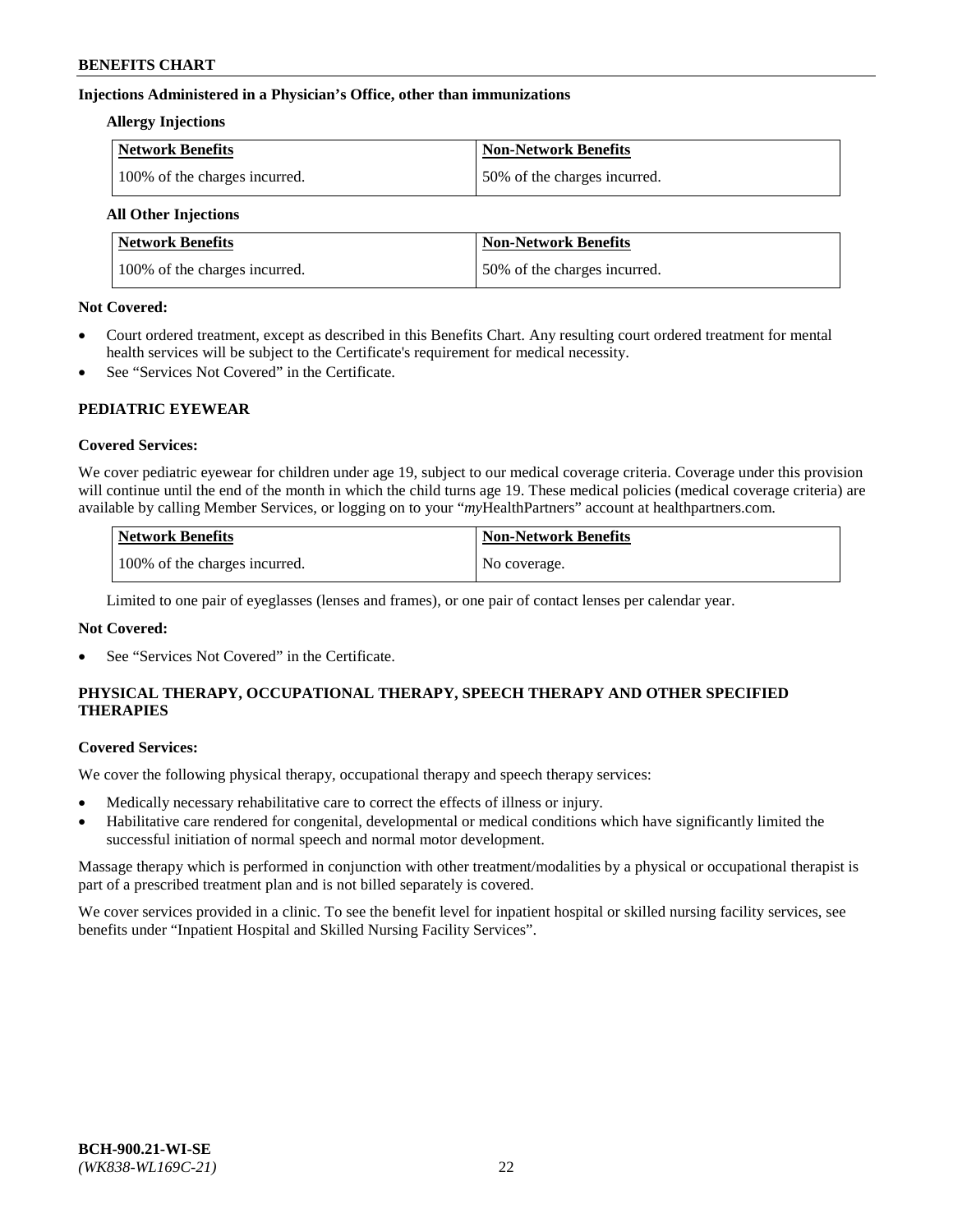### Injections Administered in a Physician's Office, other than immunizations

#### Allergy Injections

| Network Benefits | Non-Network Benefits |
| --- | --- |
| 100% of the charges incurred. | 50% of the charges incurred. |

#### All Other Injections

| Network Benefits | Non-Network Benefits |
| --- | --- |
| 100% of the charges incurred. | 50% of the charges incurred. |

**Not Covered:**

- Court ordered treatment, except as described in this Benefits Chart. Any resulting court ordered treatment for mental health services will be subject to the Certificate's requirement for medical necessity.
- See "Services Not Covered" in the Certificate.

## PEDIATRIC EYEWEAR

**Covered Services:**

We cover pediatric eyewear for children under age 19, subject to our medical coverage criteria. Coverage under this provision will continue until the end of the month in which the child turns age 19. These medical policies (medical coverage criteria) are available by calling Member Services, or logging on to your "*my*HealthPartners" account at healthpartners.com.

| Network Benefits | Non-Network Benefits |
| --- | --- |
| 100% of the charges incurred. | No coverage. |

Limited to one pair of eyeglasses (lenses and frames), or one pair of contact lenses per calendar year.

**Not Covered:**

- See "Services Not Covered" in the Certificate.

## PHYSICAL THERAPY, OCCUPATIONAL THERAPY, SPEECH THERAPY AND OTHER SPECIFIED THERAPIES

**Covered Services:**

We cover the following physical therapy, occupational therapy and speech therapy services:

- Medically necessary rehabilitative care to correct the effects of illness or injury.
- Habilitative care rendered for congenital, developmental or medical conditions which have significantly limited the successful initiation of normal speech and normal motor development.

Massage therapy which is performed in conjunction with other treatment/modalities by a physical or occupational therapist is part of a prescribed treatment plan and is not billed separately is covered.

We cover services provided in a clinic. To see the benefit level for inpatient hospital or skilled nursing facility services, see benefits under "Inpatient Hospital and Skilled Nursing Facility Services".

BCH-900.21-WI-SE
*(WK838-WL169C-21)*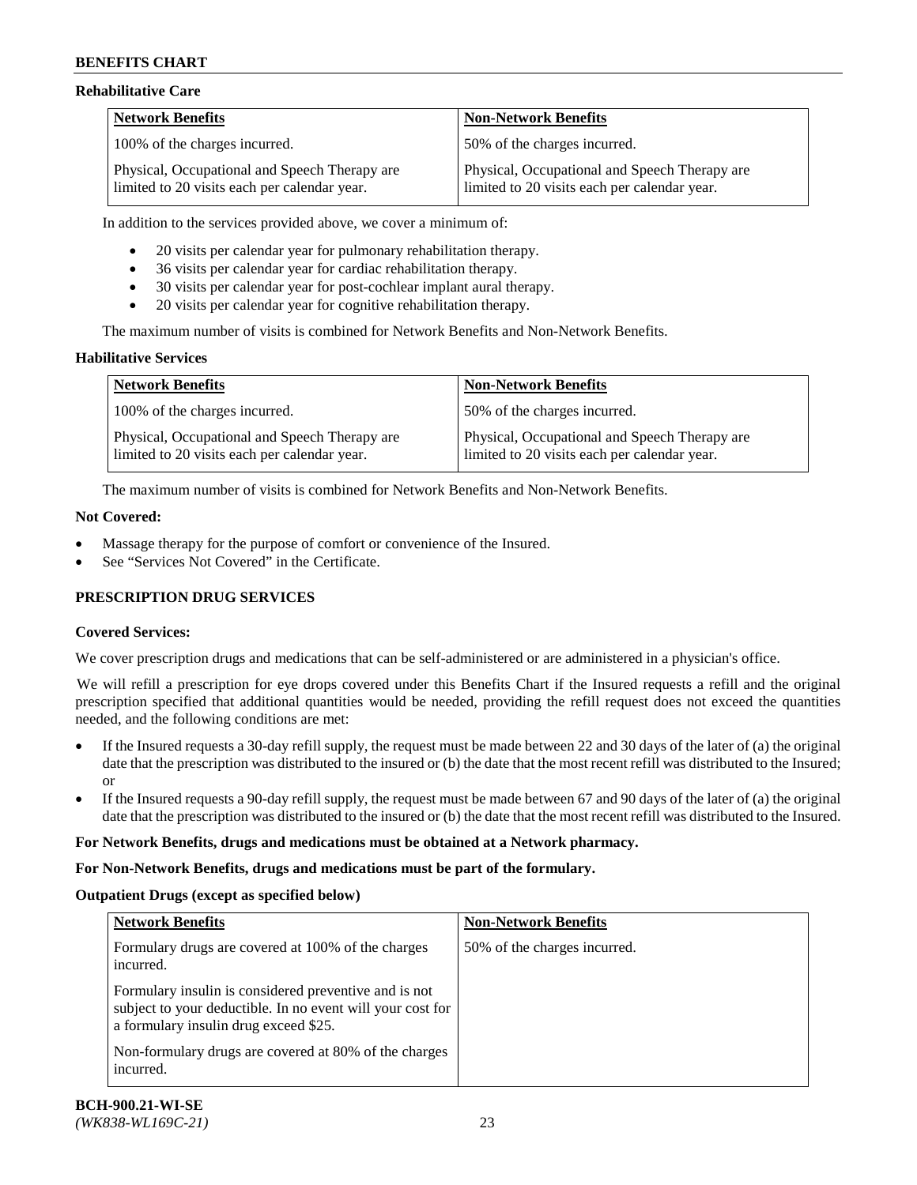### Rehabilitative Care

| Network Benefits | Non-Network Benefits |
|---|---|
| 100% of the charges incurred. | 50% of the charges incurred. |
| Physical, Occupational and Speech Therapy are limited to 20 visits each per calendar year. | Physical, Occupational and Speech Therapy are limited to 20 visits each per calendar year. |

In addition to the services provided above, we cover a minimum of:

- 20 visits per calendar year for pulmonary rehabilitation therapy.
- 36 visits per calendar year for cardiac rehabilitation therapy.
- 30 visits per calendar year for post-cochlear implant aural therapy.
- 20 visits per calendar year for cognitive rehabilitation therapy.

The maximum number of visits is combined for Network Benefits and Non-Network Benefits.

### Habilitative Services

| Network Benefits | Non-Network Benefits |
|---|---|
| 100% of the charges incurred. | 50% of the charges incurred. |
| Physical, Occupational and Speech Therapy are limited to 20 visits each per calendar year. | Physical, Occupational and Speech Therapy are limited to 20 visits each per calendar year. |

The maximum number of visits is combined for Network Benefits and Non-Network Benefits.

### Not Covered:

- Massage therapy for the purpose of comfort or convenience of the Insured.
- See "Services Not Covered" in the Certificate.

## PRESCRIPTION DRUG SERVICES

### Covered Services:

We cover prescription drugs and medications that can be self-administered or are administered in a physician's office.

We will refill a prescription for eye drops covered under this Benefits Chart if the Insured requests a refill and the original prescription specified that additional quantities would be needed, providing the refill request does not exceed the quantities needed, and the following conditions are met:

- If the Insured requests a 30-day refill supply, the request must be made between 22 and 30 days of the later of (a) the original date that the prescription was distributed to the insured or (b) the date that the most recent refill was distributed to the Insured; or
- If the Insured requests a 90-day refill supply, the request must be made between 67 and 90 days of the later of (a) the original date that the prescription was distributed to the insured or (b) the date that the most recent refill was distributed to the Insured.

**For Network Benefits, drugs and medications must be obtained at a Network pharmacy.**

**For Non-Network Benefits, drugs and medications must be part of the formulary.**

### Outpatient Drugs (except as specified below)

| Network Benefits | Non-Network Benefits |
|---|---|
| Formulary drugs are covered at 100% of the charges incurred.<br><br>Formulary insulin is considered preventive and is not subject to your deductible. In no event will your cost for a formulary insulin drug exceed $25.<br><br>Non-formulary drugs are covered at 80% of the charges incurred. | 50% of the charges incurred. |

**BCH-900.21-WI-SE**
*(WK838-WL169C-21)*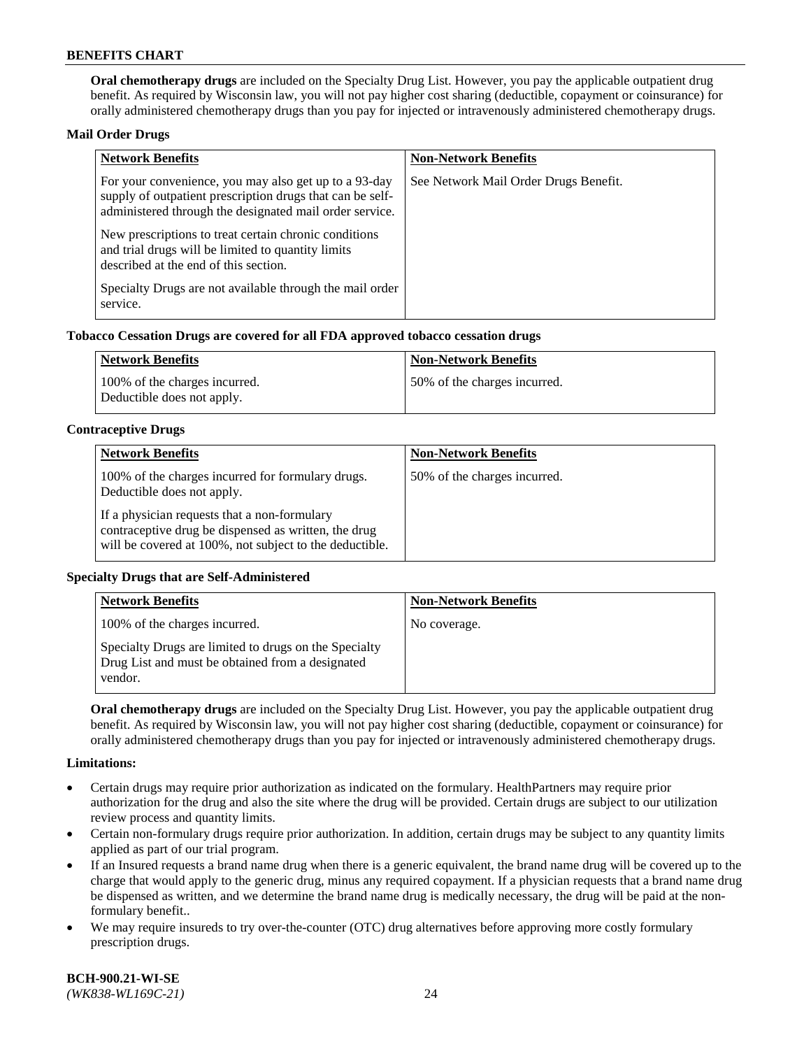**Oral chemotherapy drugs** are included on the Specialty Drug List. However, you pay the applicable outpatient drug benefit. As required by Wisconsin law, you will not pay higher cost sharing (deductible, copayment or coinsurance) for orally administered chemotherapy drugs than you pay for injected or intravenously administered chemotherapy drugs.

**Mail Order Drugs**

| Network Benefits | Non-Network Benefits |
|---|---|
| For your convenience, you may also get up to a 93-day supply of outpatient prescription drugs that can be self-administered through the designated mail order service.<br><br>New prescriptions to treat certain chronic conditions and trial drugs will be limited to quantity limits described at the end of this section.<br><br>Specialty Drugs are not available through the mail order service. | See Network Mail Order Drugs Benefit. |

**Tobacco Cessation Drugs are covered for all FDA approved tobacco cessation drugs**

| Network Benefits | Non-Network Benefits |
|---|---|
| 100% of the charges incurred.<br>Deductible does not apply. | 50% of the charges incurred. |

**Contraceptive Drugs**

| Network Benefits | Non-Network Benefits |
|---|---|
| 100% of the charges incurred for formulary drugs. Deductible does not apply.<br><br>If a physician requests that a non-formulary contraceptive drug be dispensed as written, the drug will be covered at 100%, not subject to the deductible. | 50% of the charges incurred. |

**Specialty Drugs that are Self-Administered**

| Network Benefits | Non-Network Benefits |
|---|---|
| 100% of the charges incurred.<br><br>Specialty Drugs are limited to drugs on the Specialty Drug List and must be obtained from a designated vendor. | No coverage. |

**Oral chemotherapy drugs** are included on the Specialty Drug List. However, you pay the applicable outpatient drug benefit. As required by Wisconsin law, you will not pay higher cost sharing (deductible, copayment or coinsurance) for orally administered chemotherapy drugs than you pay for injected or intravenously administered chemotherapy drugs.

**Limitations:**

- Certain drugs may require prior authorization as indicated on the formulary. HealthPartners may require prior authorization for the drug and also the site where the drug will be provided. Certain drugs are subject to our utilization review process and quantity limits.
- Certain non-formulary drugs require prior authorization. In addition, certain drugs may be subject to any quantity limits applied as part of our trial program.
- If an Insured requests a brand name drug when there is a generic equivalent, the brand name drug will be covered up to the charge that would apply to the generic drug, minus any required copayment. If a physician requests that a brand name drug be dispensed as written, and we determine the brand name drug is medically necessary, the drug will be paid at the non-formulary benefit..
- We may require insureds to try over-the-counter (OTC) drug alternatives before approving more costly formulary prescription drugs.

**BCH-900.21-WI-SE**
*(WK838-WL169C-21)*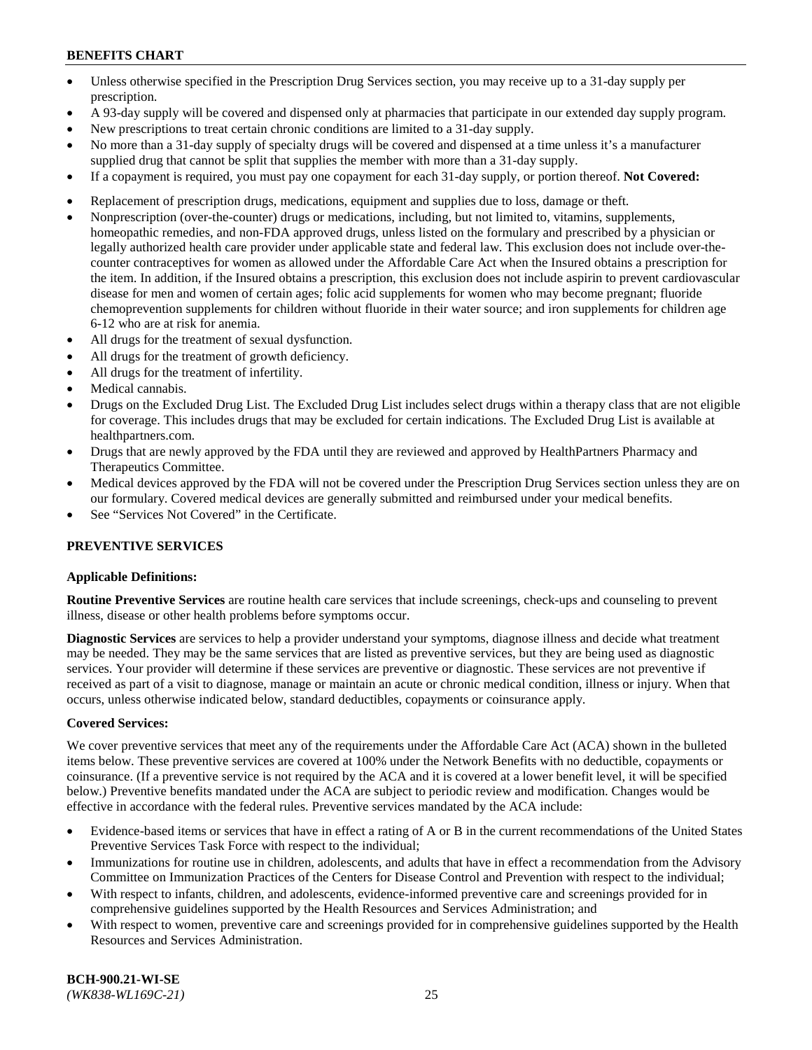- Unless otherwise specified in the Prescription Drug Services section, you may receive up to a 31-day supply per prescription.
- A 93-day supply will be covered and dispensed only at pharmacies that participate in our extended day supply program.
- New prescriptions to treat certain chronic conditions are limited to a 31-day supply.
- No more than a 31-day supply of specialty drugs will be covered and dispensed at a time unless it's a manufacturer supplied drug that cannot be split that supplies the member with more than a 31-day supply.
- If a copayment is required, you must pay one copayment for each 31-day supply, or portion thereof. **Not Covered:**
- Replacement of prescription drugs, medications, equipment and supplies due to loss, damage or theft.
- Nonprescription (over-the-counter) drugs or medications, including, but not limited to, vitamins, supplements, homeopathic remedies, and non-FDA approved drugs, unless listed on the formulary and prescribed by a physician or legally authorized health care provider under applicable state and federal law. This exclusion does not include over-the-counter contraceptives for women as allowed under the Affordable Care Act when the Insured obtains a prescription for the item. In addition, if the Insured obtains a prescription, this exclusion does not include aspirin to prevent cardiovascular disease for men and women of certain ages; folic acid supplements for women who may become pregnant; fluoride chemoprevention supplements for children without fluoride in their water source; and iron supplements for children age 6-12 who are at risk for anemia.
- All drugs for the treatment of sexual dysfunction.
- All drugs for the treatment of growth deficiency.
- All drugs for the treatment of infertility.
- Medical cannabis.
- Drugs on the Excluded Drug List. The Excluded Drug List includes select drugs within a therapy class that are not eligible for coverage. This includes drugs that may be excluded for certain indications. The Excluded Drug List is available at healthpartners.com.
- Drugs that are newly approved by the FDA until they are reviewed and approved by HealthPartners Pharmacy and Therapeutics Committee.
- Medical devices approved by the FDA will not be covered under the Prescription Drug Services section unless they are on our formulary. Covered medical devices are generally submitted and reimbursed under your medical benefits.
- See "Services Not Covered" in the Certificate.

## PREVENTIVE SERVICES

**Applicable Definitions:**

**Routine Preventive Services** are routine health care services that include screenings, check-ups and counseling to prevent illness, disease or other health problems before symptoms occur.

**Diagnostic Services** are services to help a provider understand your symptoms, diagnose illness and decide what treatment may be needed. They may be the same services that are listed as preventive services, but they are being used as diagnostic services. Your provider will determine if these services are preventive or diagnostic. These services are not preventive if received as part of a visit to diagnose, manage or maintain an acute or chronic medical condition, illness or injury. When that occurs, unless otherwise indicated below, standard deductibles, copayments or coinsurance apply.

**Covered Services:**

We cover preventive services that meet any of the requirements under the Affordable Care Act (ACA) shown in the bulleted items below. These preventive services are covered at 100% under the Network Benefits with no deductible, copayments or coinsurance. (If a preventive service is not required by the ACA and it is covered at a lower benefit level, it will be specified below.) Preventive benefits mandated under the ACA are subject to periodic review and modification. Changes would be effective in accordance with the federal rules. Preventive services mandated by the ACA include:

- Evidence-based items or services that have in effect a rating of A or B in the current recommendations of the United States Preventive Services Task Force with respect to the individual;
- Immunizations for routine use in children, adolescents, and adults that have in effect a recommendation from the Advisory Committee on Immunization Practices of the Centers for Disease Control and Prevention with respect to the individual;
- With respect to infants, children, and adolescents, evidence-informed preventive care and screenings provided for in comprehensive guidelines supported by the Health Resources and Services Administration; and
- With respect to women, preventive care and screenings provided for in comprehensive guidelines supported by the Health Resources and Services Administration.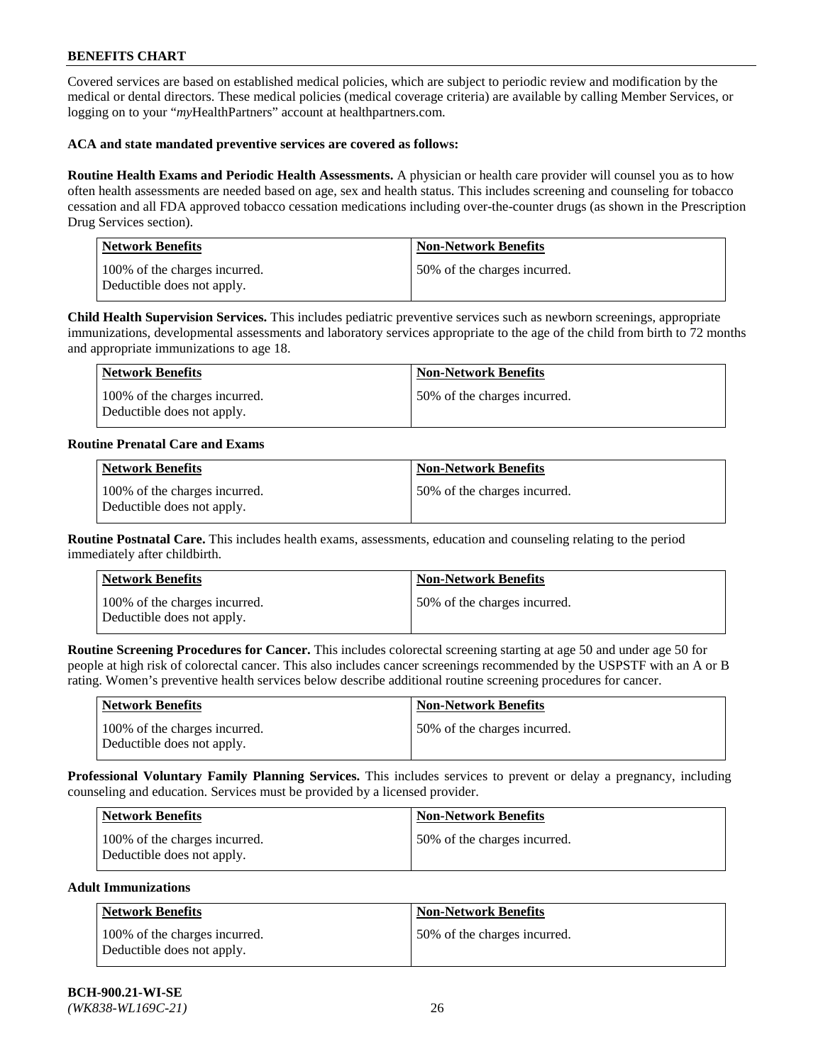Covered services are based on established medical policies, which are subject to periodic review and modification by the medical or dental directors. These medical policies (medical coverage criteria) are available by calling Member Services, or logging on to your "*my*HealthPartners" account at healthpartners.com.

**ACA and state mandated preventive services are covered as follows:**

**Routine Health Exams and Periodic Health Assessments.** A physician or health care provider will counsel you as to how often health assessments are needed based on age, sex and health status. This includes screening and counseling for tobacco cessation and all FDA approved tobacco cessation medications including over-the-counter drugs (as shown in the Prescription Drug Services section).

| Network Benefits | Non-Network Benefits |
|---|---|
| 100% of the charges incurred. Deductible does not apply. | 50% of the charges incurred. |

**Child Health Supervision Services.** This includes pediatric preventive services such as newborn screenings, appropriate immunizations, developmental assessments and laboratory services appropriate to the age of the child from birth to 72 months and appropriate immunizations to age 18.

| Network Benefits | Non-Network Benefits |
|---|---|
| 100% of the charges incurred. Deductible does not apply. | 50% of the charges incurred. |

**Routine Prenatal Care and Exams**

| Network Benefits | Non-Network Benefits |
|---|---|
| 100% of the charges incurred. Deductible does not apply. | 50% of the charges incurred. |

**Routine Postnatal Care.** This includes health exams, assessments, education and counseling relating to the period immediately after childbirth.

| Network Benefits | Non-Network Benefits |
|---|---|
| 100% of the charges incurred. Deductible does not apply. | 50% of the charges incurred. |

**Routine Screening Procedures for Cancer.** This includes colorectal screening starting at age 50 and under age 50 for people at high risk of colorectal cancer. This also includes cancer screenings recommended by the USPSTF with an A or B rating. Women's preventive health services below describe additional routine screening procedures for cancer.

| Network Benefits | Non-Network Benefits |
|---|---|
| 100% of the charges incurred. Deductible does not apply. | 50% of the charges incurred. |

**Professional Voluntary Family Planning Services.** This includes services to prevent or delay a pregnancy, including counseling and education. Services must be provided by a licensed provider.

| Network Benefits | Non-Network Benefits |
|---|---|
| 100% of the charges incurred. Deductible does not apply. | 50% of the charges incurred. |

**Adult Immunizations**

| Network Benefits | Non-Network Benefits |
|---|---|
| 100% of the charges incurred. Deductible does not apply. | 50% of the charges incurred. |

**BCH-900.21-WI-SE**
*(WK838-WL169C-21)*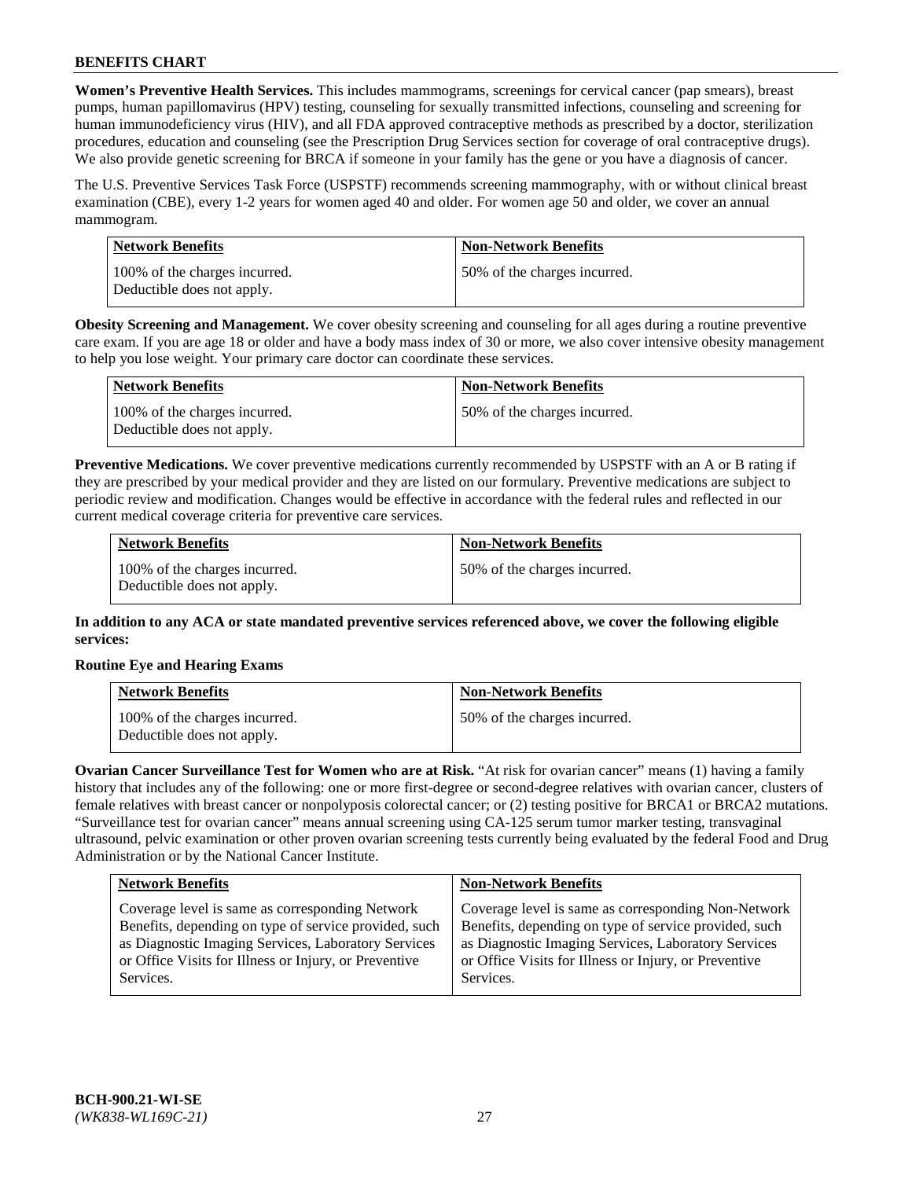**Women's Preventive Health Services.** This includes mammograms, screenings for cervical cancer (pap smears), breast pumps, human papillomavirus (HPV) testing, counseling for sexually transmitted infections, counseling and screening for human immunodeficiency virus (HIV), and all FDA approved contraceptive methods as prescribed by a doctor, sterilization procedures, education and counseling (see the Prescription Drug Services section for coverage of oral contraceptive drugs). We also provide genetic screening for BRCA if someone in your family has the gene or you have a diagnosis of cancer.

The U.S. Preventive Services Task Force (USPSTF) recommends screening mammography, with or without clinical breast examination (CBE), every 1-2 years for women aged 40 and older. For women age 50 and older, we cover an annual mammogram.

| Network Benefits | Non-Network Benefits |
|---|---|
| 100% of the charges incurred. Deductible does not apply. | 50% of the charges incurred. |

**Obesity Screening and Management.** We cover obesity screening and counseling for all ages during a routine preventive care exam. If you are age 18 or older and have a body mass index of 30 or more, we also cover intensive obesity management to help you lose weight. Your primary care doctor can coordinate these services.

| Network Benefits | Non-Network Benefits |
|---|---|
| 100% of the charges incurred. Deductible does not apply. | 50% of the charges incurred. |

**Preventive Medications.** We cover preventive medications currently recommended by USPSTF with an A or B rating if they are prescribed by your medical provider and they are listed on our formulary. Preventive medications are subject to periodic review and modification. Changes would be effective in accordance with the federal rules and reflected in our current medical coverage criteria for preventive care services.

| Network Benefits | Non-Network Benefits |
|---|---|
| 100% of the charges incurred. Deductible does not apply. | 50% of the charges incurred. |

**In addition to any ACA or state mandated preventive services referenced above, we cover the following eligible services:**

**Routine Eye and Hearing Exams**

| Network Benefits | Non-Network Benefits |
|---|---|
| 100% of the charges incurred. Deductible does not apply. | 50% of the charges incurred. |

**Ovarian Cancer Surveillance Test for Women who are at Risk.** "At risk for ovarian cancer" means (1) having a family history that includes any of the following: one or more first-degree or second-degree relatives with ovarian cancer, clusters of female relatives with breast cancer or nonpolyposis colorectal cancer; or (2) testing positive for BRCA1 or BRCA2 mutations. "Surveillance test for ovarian cancer" means annual screening using CA-125 serum tumor marker testing, transvaginal ultrasound, pelvic examination or other proven ovarian screening tests currently being evaluated by the federal Food and Drug Administration or by the National Cancer Institute.

| Network Benefits | Non-Network Benefits |
|---|---|
| Coverage level is same as corresponding Network Benefits, depending on type of service provided, such as Diagnostic Imaging Services, Laboratory Services or Office Visits for Illness or Injury, or Preventive Services. | Coverage level is same as corresponding Non-Network Benefits, depending on type of service provided, such as Diagnostic Imaging Services, Laboratory Services or Office Visits for Illness or Injury, or Preventive Services. |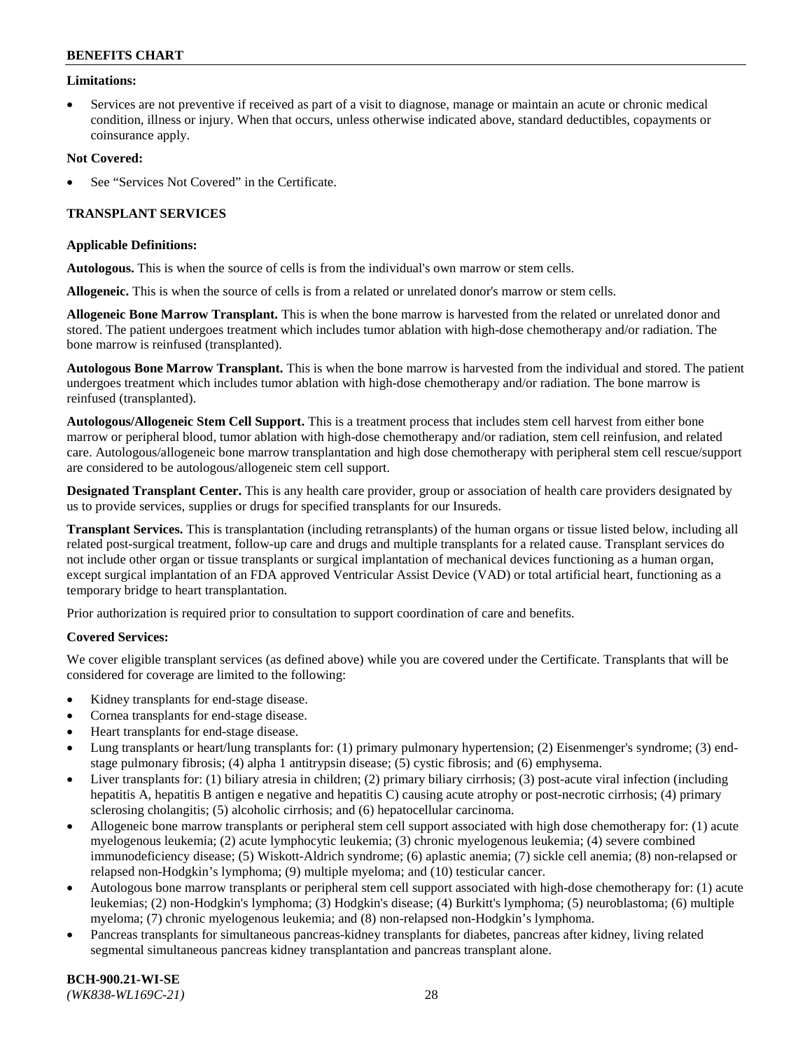**Limitations:**

- Services are not preventive if received as part of a visit to diagnose, manage or maintain an acute or chronic medical condition, illness or injury. When that occurs, unless otherwise indicated above, standard deductibles, copayments or coinsurance apply.

**Not Covered:**

- See "Services Not Covered" in the Certificate.

## TRANSPLANT SERVICES

**Applicable Definitions:**

**Autologous.** This is when the source of cells is from the individual's own marrow or stem cells.

**Allogeneic.** This is when the source of cells is from a related or unrelated donor's marrow or stem cells.

**Allogeneic Bone Marrow Transplant.** This is when the bone marrow is harvested from the related or unrelated donor and stored. The patient undergoes treatment which includes tumor ablation with high-dose chemotherapy and/or radiation. The bone marrow is reinfused (transplanted).

**Autologous Bone Marrow Transplant.** This is when the bone marrow is harvested from the individual and stored. The patient undergoes treatment which includes tumor ablation with high-dose chemotherapy and/or radiation. The bone marrow is reinfused (transplanted).

**Autologous/Allogeneic Stem Cell Support.** This is a treatment process that includes stem cell harvest from either bone marrow or peripheral blood, tumor ablation with high-dose chemotherapy and/or radiation, stem cell reinfusion, and related care. Autologous/allogeneic bone marrow transplantation and high dose chemotherapy with peripheral stem cell rescue/support are considered to be autologous/allogeneic stem cell support.

**Designated Transplant Center.** This is any health care provider, group or association of health care providers designated by us to provide services, supplies or drugs for specified transplants for our Insureds.

**Transplant Services.** This is transplantation (including retransplants) of the human organs or tissue listed below, including all related post-surgical treatment, follow-up care and drugs and multiple transplants for a related cause. Transplant services do not include other organ or tissue transplants or surgical implantation of mechanical devices functioning as a human organ, except surgical implantation of an FDA approved Ventricular Assist Device (VAD) or total artificial heart, functioning as a temporary bridge to heart transplantation.

Prior authorization is required prior to consultation to support coordination of care and benefits.

**Covered Services:**

We cover eligible transplant services (as defined above) while you are covered under the Certificate. Transplants that will be considered for coverage are limited to the following:

- Kidney transplants for end-stage disease.
- Cornea transplants for end-stage disease.
- Heart transplants for end-stage disease.
- Lung transplants or heart/lung transplants for: (1) primary pulmonary hypertension; (2) Eisenmenger's syndrome; (3) end-stage pulmonary fibrosis; (4) alpha 1 antitrypsin disease; (5) cystic fibrosis; and (6) emphysema.
- Liver transplants for: (1) biliary atresia in children; (2) primary biliary cirrhosis; (3) post-acute viral infection (including hepatitis A, hepatitis B antigen e negative and hepatitis C) causing acute atrophy or post-necrotic cirrhosis; (4) primary sclerosing cholangitis; (5) alcoholic cirrhosis; and (6) hepatocellular carcinoma.
- Allogeneic bone marrow transplants or peripheral stem cell support associated with high dose chemotherapy for: (1) acute myelogenous leukemia; (2) acute lymphocytic leukemia; (3) chronic myelogenous leukemia; (4) severe combined immunodeficiency disease; (5) Wiskott-Aldrich syndrome; (6) aplastic anemia; (7) sickle cell anemia; (8) non-relapsed or relapsed non-Hodgkin's lymphoma; (9) multiple myeloma; and (10) testicular cancer.
- Autologous bone marrow transplants or peripheral stem cell support associated with high-dose chemotherapy for: (1) acute leukemias; (2) non-Hodgkin's lymphoma; (3) Hodgkin's disease; (4) Burkitt's lymphoma; (5) neuroblastoma; (6) multiple myeloma; (7) chronic myelogenous leukemia; and (8) non-relapsed non-Hodgkin's lymphoma.
- Pancreas transplants for simultaneous pancreas-kidney transplants for diabetes, pancreas after kidney, living related segmental simultaneous pancreas kidney transplantation and pancreas transplant alone.

**BCH-900.21-WI-SE**
*(WK838-WL169C-21)*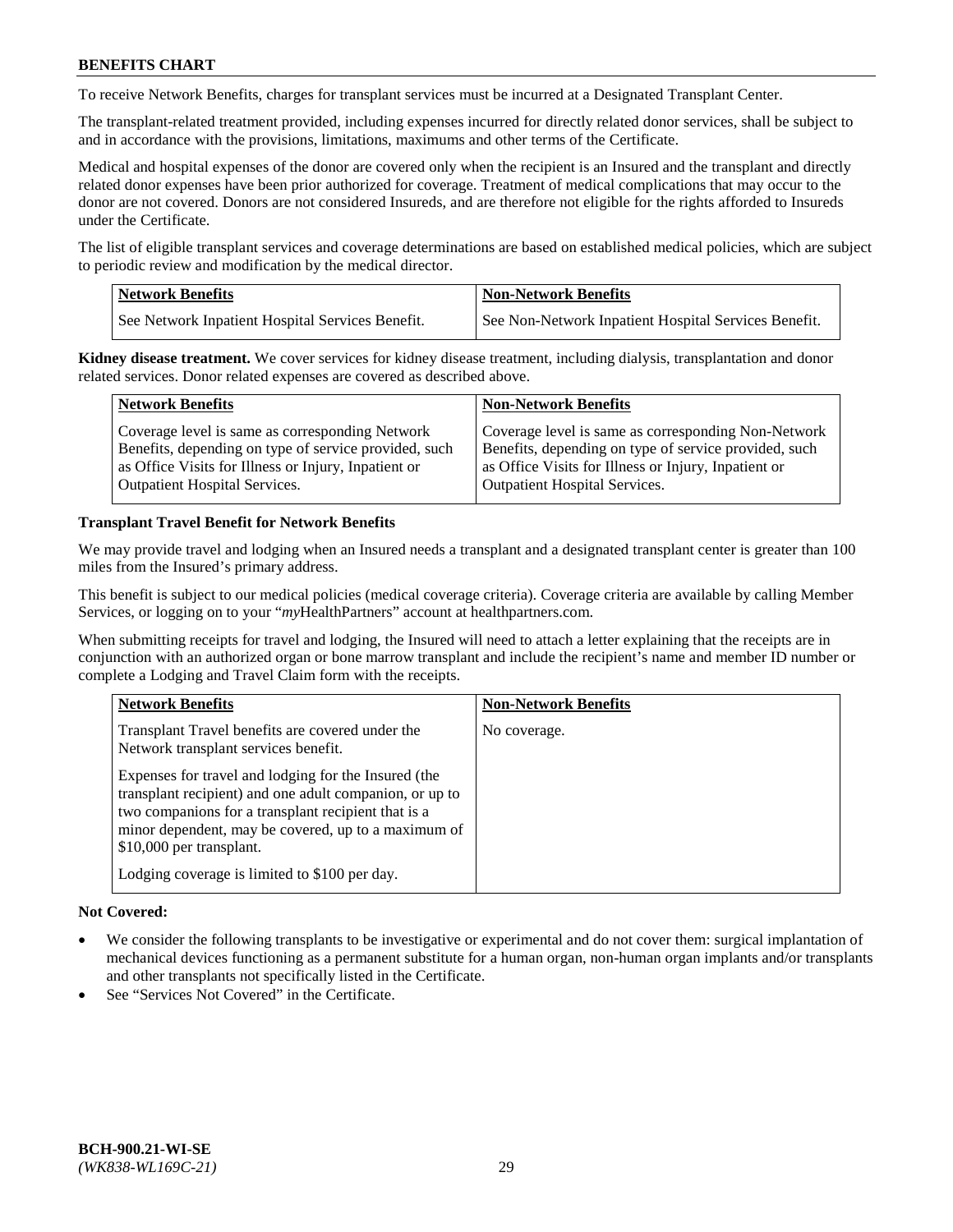To receive Network Benefits, charges for transplant services must be incurred at a Designated Transplant Center.

The transplant-related treatment provided, including expenses incurred for directly related donor services, shall be subject to and in accordance with the provisions, limitations, maximums and other terms of the Certificate.

Medical and hospital expenses of the donor are covered only when the recipient is an Insured and the transplant and directly related donor expenses have been prior authorized for coverage. Treatment of medical complications that may occur to the donor are not covered. Donors are not considered Insureds, and are therefore not eligible for the rights afforded to Insureds under the Certificate.

The list of eligible transplant services and coverage determinations are based on established medical policies, which are subject to periodic review and modification by the medical director.

| Network Benefits | Non-Network Benefits |
|---|---|
| See Network Inpatient Hospital Services Benefit. | See Non-Network Inpatient Hospital Services Benefit. |

**Kidney disease treatment.** We cover services for kidney disease treatment, including dialysis, transplantation and donor related services. Donor related expenses are covered as described above.

| Network Benefits | Non-Network Benefits |
|---|---|
| Coverage level is same as corresponding Network Benefits, depending on type of service provided, such as Office Visits for Illness or Injury, Inpatient or Outpatient Hospital Services. | Coverage level is same as corresponding Non-Network Benefits, depending on type of service provided, such as Office Visits for Illness or Injury, Inpatient or Outpatient Hospital Services. |

**Transplant Travel Benefit for Network Benefits**

We may provide travel and lodging when an Insured needs a transplant and a designated transplant center is greater than 100 miles from the Insured's primary address.

This benefit is subject to our medical policies (medical coverage criteria). Coverage criteria are available by calling Member Services, or logging on to your "*my*HealthPartners" account at healthpartners.com.

When submitting receipts for travel and lodging, the Insured will need to attach a letter explaining that the receipts are in conjunction with an authorized organ or bone marrow transplant and include the recipient's name and member ID number or complete a Lodging and Travel Claim form with the receipts.

| Network Benefits | Non-Network Benefits |
|---|---|
| Transplant Travel benefits are covered under the Network transplant services benefit.<br><br>Expenses for travel and lodging for the Insured (the transplant recipient) and one adult companion, or up to two companions for a transplant recipient that is a minor dependent, may be covered, up to a maximum of $10,000 per transplant.<br><br>Lodging coverage is limited to $100 per day. | No coverage. |

**Not Covered:**

- We consider the following transplants to be investigative or experimental and do not cover them: surgical implantation of mechanical devices functioning as a permanent substitute for a human organ, non-human organ implants and/or transplants and other transplants not specifically listed in the Certificate.
- See "Services Not Covered" in the Certificate.